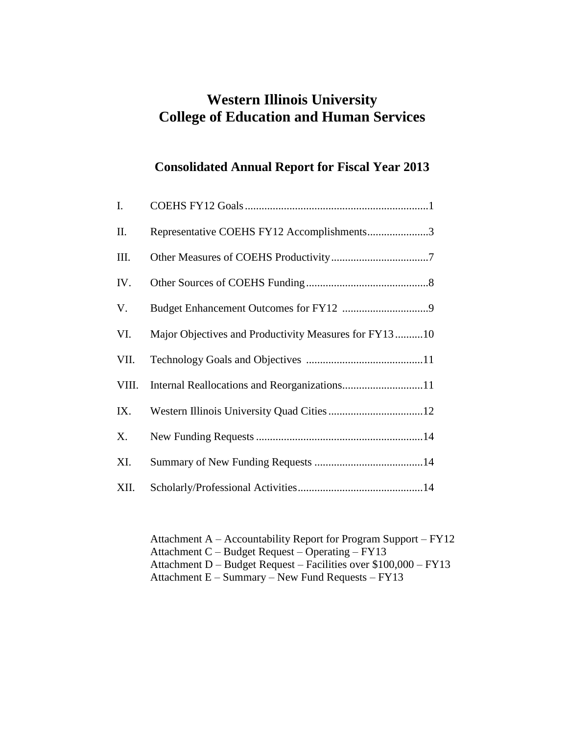# Western Illinois University
# College of Education and Human Services

## Consolidated Annual Report for Fiscal Year 2013

| | | |
|---|---|---|
| I. | COEHS FY12 Goals | 1 |
| II. | Representative COEHS FY12 Accomplishments | 3 |
| III. | Other Measures of COEHS Productivity | 7 |
| IV. | Other Sources of COEHS Funding | 8 |
| V. | Budget Enhancement Outcomes for FY12 | 9 |
| VI. | Major Objectives and Productivity Measures for FY13 | 10 |
| VII. | Technology Goals and Objectives | 11 |
| VIII. | Internal Reallocations and Reorganizations | 11 |
| IX. | Western Illinois University Quad Cities | 12 |
| X. | New Funding Requests | 14 |
| XI. | Summary of New Funding Requests | 14 |
| XII. | Scholarly/Professional Activities | 14 |

Attachment A – Accountability Report for Program Support – FY12
Attachment C – Budget Request – Operating – FY13
Attachment D – Budget Request – Facilities over $100,000 – FY13
Attachment E – Summary – New Fund Requests – FY13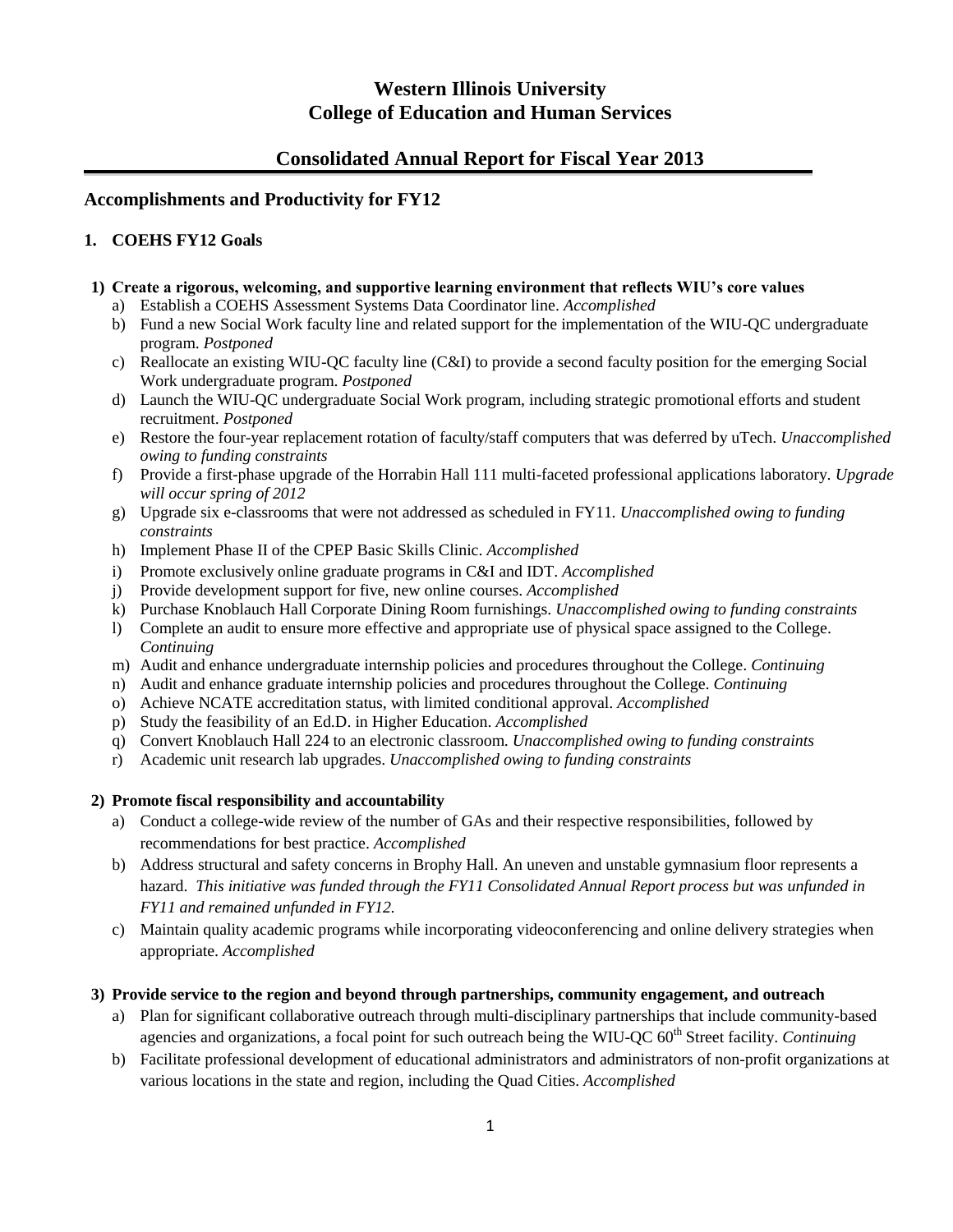# Western Illinois University
# College of Education and Human Services

## Consolidated Annual Report for Fiscal Year 2013

### Accomplishments and Productivity for FY12

#### 1. COEHS FY12 Goals

**1) Create a rigorous, welcoming, and supportive learning environment that reflects WIU's core values**

a) Establish a COEHS Assessment Systems Data Coordinator line. *Accomplished*
b) Fund a new Social Work faculty line and related support for the implementation of the WIU-QC undergraduate program. *Postponed*
c) Reallocate an existing WIU-QC faculty line (C&I) to provide a second faculty position for the emerging Social Work undergraduate program. *Postponed*
d) Launch the WIU-QC undergraduate Social Work program, including strategic promotional efforts and student recruitment. *Postponed*
e) Restore the four-year replacement rotation of faculty/staff computers that was deferred by uTech. *Unaccomplished owing to funding constraints*
f) Provide a first-phase upgrade of the Horrabin Hall 111 multi-faceted professional applications laboratory. *Upgrade will occur spring of 2012*
g) Upgrade six e-classrooms that were not addressed as scheduled in FY11. *Unaccomplished owing to funding constraints*
h) Implement Phase II of the CPEP Basic Skills Clinic. *Accomplished*
i) Promote exclusively online graduate programs in C&I and IDT. *Accomplished*
j) Provide development support for five, new online courses. *Accomplished*
k) Purchase Knoblauch Hall Corporate Dining Room furnishings. *Unaccomplished owing to funding constraints*
l) Complete an audit to ensure more effective and appropriate use of physical space assigned to the College. *Continuing*
m) Audit and enhance undergraduate internship policies and procedures throughout the College. *Continuing*
n) Audit and enhance graduate internship policies and procedures throughout the College. *Continuing*
o) Achieve NCATE accreditation status, with limited conditional approval. *Accomplished*
p) Study the feasibility of an Ed.D. in Higher Education. *Accomplished*
q) Convert Knoblauch Hall 224 to an electronic classroom. *Unaccomplished owing to funding constraints*
r) Academic unit research lab upgrades. *Unaccomplished owing to funding constraints*

**2) Promote fiscal responsibility and accountability**

a) Conduct a college-wide review of the number of GAs and their respective responsibilities, followed by recommendations for best practice. *Accomplished*
b) Address structural and safety concerns in Brophy Hall. An uneven and unstable gymnasium floor represents a hazard. *This initiative was funded through the FY11 Consolidated Annual Report process but was unfunded in FY11 and remained unfunded in FY12.*
c) Maintain quality academic programs while incorporating videoconferencing and online delivery strategies when appropriate. *Accomplished*

**3) Provide service to the region and beyond through partnerships, community engagement, and outreach**

a) Plan for significant collaborative outreach through multi-disciplinary partnerships that include community-based agencies and organizations, a focal point for such outreach being the WIU-QC 60th Street facility. *Continuing*
b) Facilitate professional development of educational administrators and administrators of non-profit organizations at various locations in the state and region, including the Quad Cities. *Accomplished*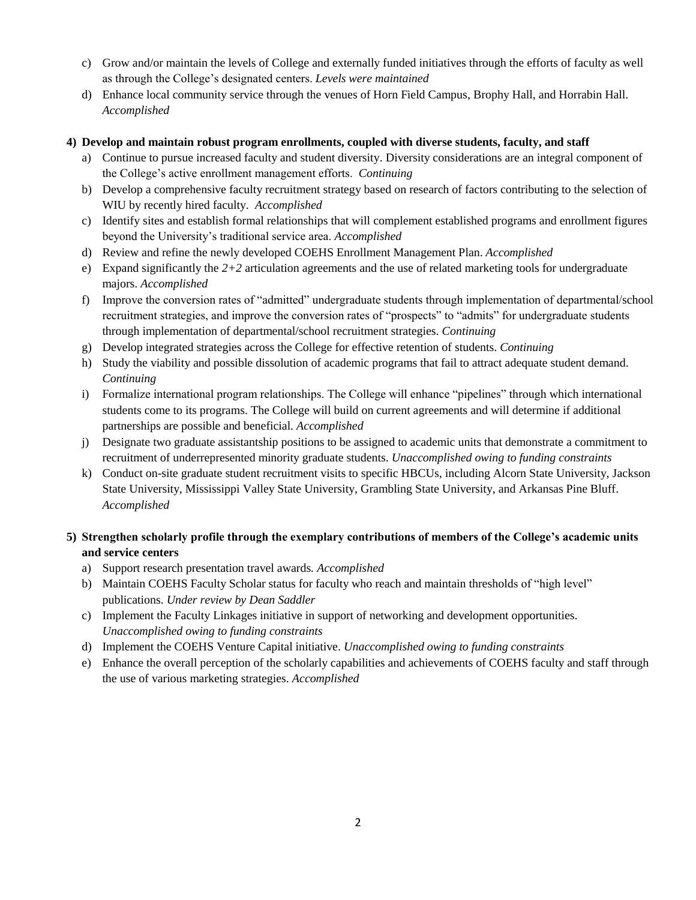c) Grow and/or maintain the levels of College and externally funded initiatives through the efforts of faculty as well as through the College's designated centers. *Levels were maintained*
d) Enhance local community service through the venues of Horn Field Campus, Brophy Hall, and Horrabin Hall. *Accomplished*

**4) Develop and maintain robust program enrollments, coupled with diverse students, faculty, and staff**

a) Continue to pursue increased faculty and student diversity. Diversity considerations are an integral component of the College's active enrollment management efforts. *Continuing*
b) Develop a comprehensive faculty recruitment strategy based on research of factors contributing to the selection of WIU by recently hired faculty. *Accomplished*
c) Identify sites and establish formal relationships that will complement established programs and enrollment figures beyond the University's traditional service area. *Accomplished*
d) Review and refine the newly developed COEHS Enrollment Management Plan. *Accomplished*
e) Expand significantly the *2+2* articulation agreements and the use of related marketing tools for undergraduate majors. *Accomplished*
f) Improve the conversion rates of "admitted" undergraduate students through implementation of departmental/school recruitment strategies, and improve the conversion rates of "prospects" to "admits" for undergraduate students through implementation of departmental/school recruitment strategies. *Continuing*
g) Develop integrated strategies across the College for effective retention of students. *Continuing*
h) Study the viability and possible dissolution of academic programs that fail to attract adequate student demand. *Continuing*
i) Formalize international program relationships. The College will enhance "pipelines" through which international students come to its programs. The College will build on current agreements and will determine if additional partnerships are possible and beneficial. *Accomplished*
j) Designate two graduate assistantship positions to be assigned to academic units that demonstrate a commitment to recruitment of underrepresented minority graduate students. *Unaccomplished owing to funding constraints*
k) Conduct on-site graduate student recruitment visits to specific HBCUs, including Alcorn State University, Jackson State University, Mississippi Valley State University, Grambling State University, and Arkansas Pine Bluff. *Accomplished*

**5) Strengthen scholarly profile through the exemplary contributions of members of the College's academic units and service centers**

a) Support research presentation travel awards. *Accomplished*
b) Maintain COEHS Faculty Scholar status for faculty who reach and maintain thresholds of "high level" publications. *Under review by Dean Saddler*
c) Implement the Faculty Linkages initiative in support of networking and development opportunities. *Unaccomplished owing to funding constraints*
d) Implement the COEHS Venture Capital initiative. *Unaccomplished owing to funding constraints*
e) Enhance the overall perception of the scholarly capabilities and achievements of COEHS faculty and staff through the use of various marketing strategies. *Accomplished*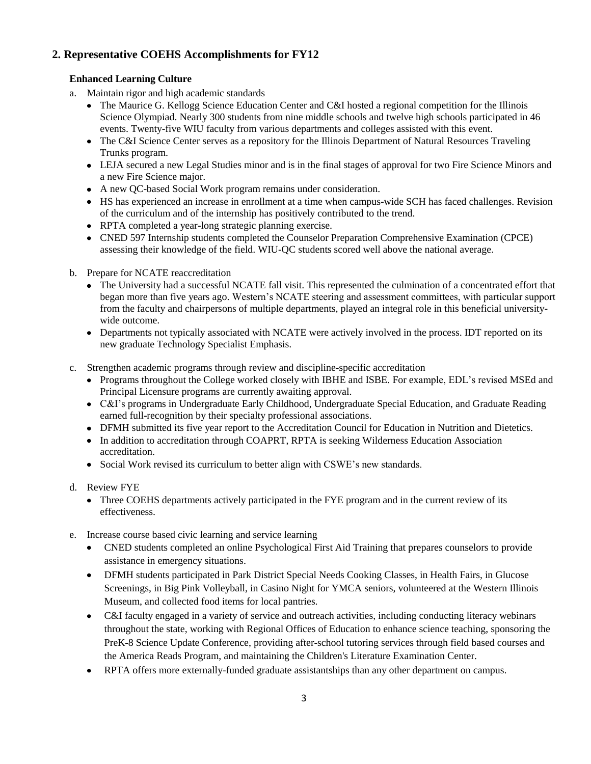## 2. Representative COEHS Accomplishments for FY12

**Enhanced Learning Culture**

a. Maintain rigor and high academic standards
   - The Maurice G. Kellogg Science Education Center and C&I hosted a regional competition for the Illinois Science Olympiad. Nearly 300 students from nine middle schools and twelve high schools participated in 46 events. Twenty-five WIU faculty from various departments and colleges assisted with this event.
   - The C&I Science Center serves as a repository for the Illinois Department of Natural Resources Traveling Trunks program.
   - LEJA secured a new Legal Studies minor and is in the final stages of approval for two Fire Science Minors and a new Fire Science major.
   - A new QC-based Social Work program remains under consideration.
   - HS has experienced an increase in enrollment at a time when campus-wide SCH has faced challenges. Revision of the curriculum and of the internship has positively contributed to the trend.
   - RPTA completed a year-long strategic planning exercise.
   - CNED 597 Internship students completed the Counselor Preparation Comprehensive Examination (CPCE) assessing their knowledge of the field. WIU-QC students scored well above the national average.

b. Prepare for NCATE reaccreditation
   - The University had a successful NCATE fall visit. This represented the culmination of a concentrated effort that began more than five years ago. Western's NCATE steering and assessment committees, with particular support from the faculty and chairpersons of multiple departments, played an integral role in this beneficial university-wide outcome.
   - Departments not typically associated with NCATE were actively involved in the process. IDT reported on its new graduate Technology Specialist Emphasis.

c. Strengthen academic programs through review and discipline-specific accreditation
   - Programs throughout the College worked closely with IBHE and ISBE. For example, EDL's revised MSEd and Principal Licensure programs are currently awaiting approval.
   - C&I's programs in Undergraduate Early Childhood, Undergraduate Special Education, and Graduate Reading earned full-recognition by their specialty professional associations.
   - DFMH submitted its five year report to the Accreditation Council for Education in Nutrition and Dietetics.
   - In addition to accreditation through COAPRT, RPTA is seeking Wilderness Education Association accreditation.
   - Social Work revised its curriculum to better align with CSWE's new standards.

d. Review FYE
   - Three COEHS departments actively participated in the FYE program and in the current review of its effectiveness.

e. Increase course based civic learning and service learning
   - CNED students completed an online Psychological First Aid Training that prepares counselors to provide assistance in emergency situations.
   - DFMH students participated in Park District Special Needs Cooking Classes, in Health Fairs, in Glucose Screenings, in Big Pink Volleyball, in Casino Night for YMCA seniors, volunteered at the Western Illinois Museum, and collected food items for local pantries.
   - C&I faculty engaged in a variety of service and outreach activities, including conducting literacy webinars throughout the state, working with Regional Offices of Education to enhance science teaching, sponsoring the PreK-8 Science Update Conference, providing after-school tutoring services through field based courses and the America Reads Program, and maintaining the Children's Literature Examination Center.
   - RPTA offers more externally-funded graduate assistantships than any other department on campus.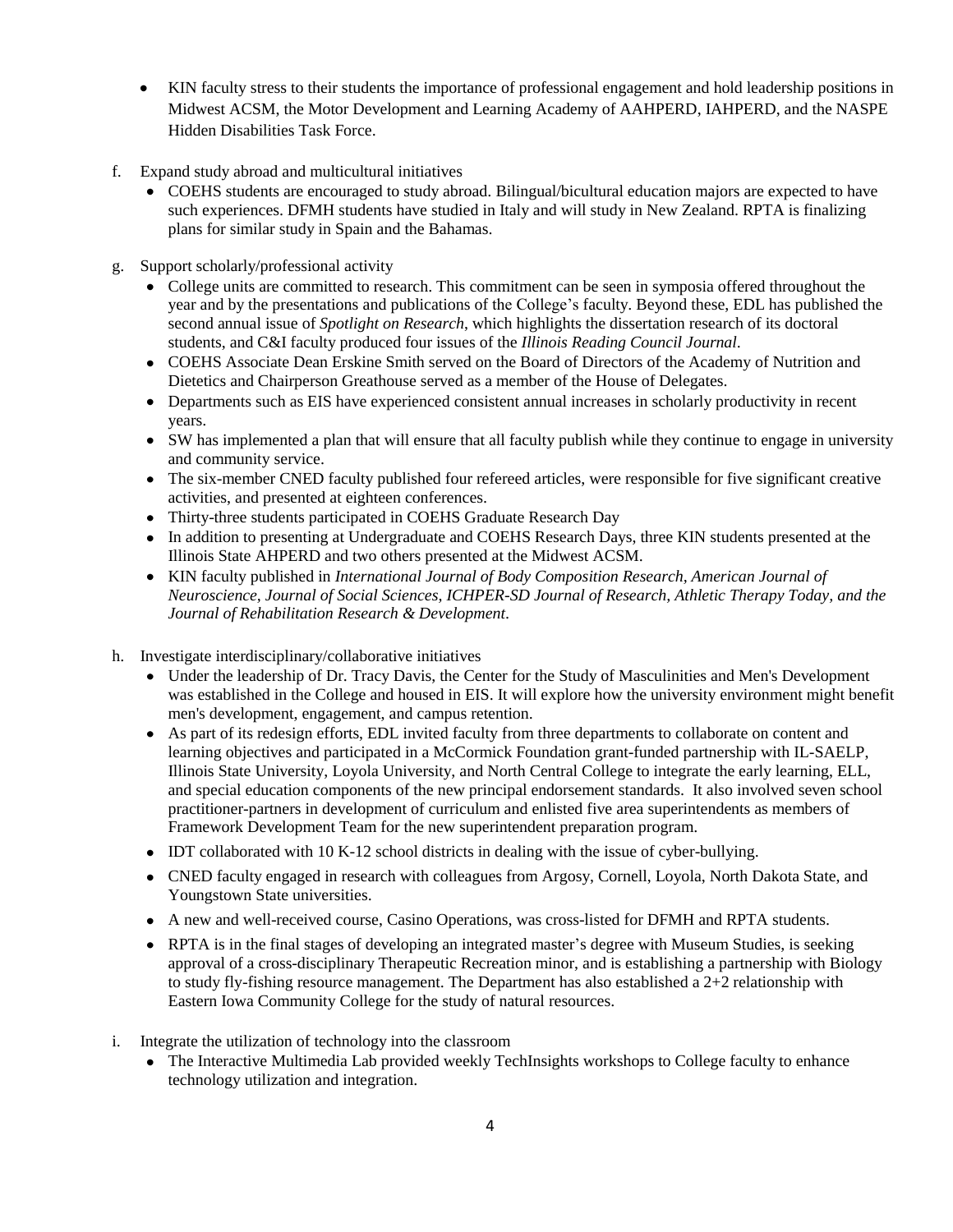- KIN faculty stress to their students the importance of professional engagement and hold leadership positions in Midwest ACSM, the Motor Development and Learning Academy of AAHPERD, IAHPERD, and the NASPE Hidden Disabilities Task Force.

f. Expand study abroad and multicultural initiatives
   - COEHS students are encouraged to study abroad. Bilingual/bicultural education majors are expected to have such experiences. DFMH students have studied in Italy and will study in New Zealand. RPTA is finalizing plans for similar study in Spain and the Bahamas.

g. Support scholarly/professional activity
   - College units are committed to research. This commitment can be seen in symposia offered throughout the year and by the presentations and publications of the College's faculty. Beyond these, EDL has published the second annual issue of *Spotlight on Research*, which highlights the dissertation research of its doctoral students, and C&I faculty produced four issues of the *Illinois Reading Council Journal*.
   - COEHS Associate Dean Erskine Smith served on the Board of Directors of the Academy of Nutrition and Dietetics and Chairperson Greathouse served as a member of the House of Delegates.
   - Departments such as EIS have experienced consistent annual increases in scholarly productivity in recent years.
   - SW has implemented a plan that will ensure that all faculty publish while they continue to engage in university and community service.
   - The six-member CNED faculty published four refereed articles, were responsible for five significant creative activities, and presented at eighteen conferences.
   - Thirty-three students participated in COEHS Graduate Research Day
   - In addition to presenting at Undergraduate and COEHS Research Days, three KIN students presented at the Illinois State AHPERD and two others presented at the Midwest ACSM.
   - KIN faculty published in *International Journal of Body Composition Research, American Journal of Neuroscience, Journal of Social Sciences, ICHPER-SD Journal of Research, Athletic Therapy Today, and the Journal of Rehabilitation Research & Development*.

h. Investigate interdisciplinary/collaborative initiatives
   - Under the leadership of Dr. Tracy Davis, the Center for the Study of Masculinities and Men's Development was established in the College and housed in EIS. It will explore how the university environment might benefit men's development, engagement, and campus retention.
   - As part of its redesign efforts, EDL invited faculty from three departments to collaborate on content and learning objectives and participated in a McCormick Foundation grant-funded partnership with IL-SAELP, Illinois State University, Loyola University, and North Central College to integrate the early learning, ELL, and special education components of the new principal endorsement standards. It also involved seven school practitioner-partners in development of curriculum and enlisted five area superintendents as members of Framework Development Team for the new superintendent preparation program.
   - IDT collaborated with 10 K-12 school districts in dealing with the issue of cyber-bullying.
   - CNED faculty engaged in research with colleagues from Argosy, Cornell, Loyola, North Dakota State, and Youngstown State universities.
   - A new and well-received course, Casino Operations, was cross-listed for DFMH and RPTA students.
   - RPTA is in the final stages of developing an integrated master's degree with Museum Studies, is seeking approval of a cross-disciplinary Therapeutic Recreation minor, and is establishing a partnership with Biology to study fly-fishing resource management. The Department has also established a 2+2 relationship with Eastern Iowa Community College for the study of natural resources.

i. Integrate the utilization of technology into the classroom
   - The Interactive Multimedia Lab provided weekly TechInsights workshops to College faculty to enhance technology utilization and integration.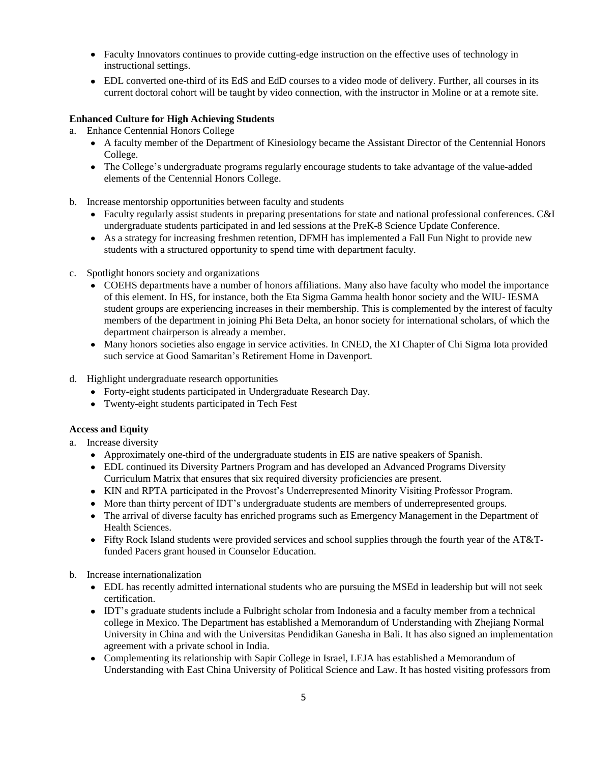- Faculty Innovators continues to provide cutting-edge instruction on the effective uses of technology in instructional settings.
- EDL converted one-third of its EdS and EdD courses to a video mode of delivery. Further, all courses in its current doctoral cohort will be taught by video connection, with the instructor in Moline or at a remote site.

**Enhanced Culture for High Achieving Students**

a. Enhance Centennial Honors College
   - A faculty member of the Department of Kinesiology became the Assistant Director of the Centennial Honors College.
   - The College's undergraduate programs regularly encourage students to take advantage of the value-added elements of the Centennial Honors College.

b. Increase mentorship opportunities between faculty and students
   - Faculty regularly assist students in preparing presentations for state and national professional conferences. C&I undergraduate students participated in and led sessions at the PreK-8 Science Update Conference.
   - As a strategy for increasing freshmen retention, DFMH has implemented a Fall Fun Night to provide new students with a structured opportunity to spend time with department faculty.

c. Spotlight honors society and organizations
   - COEHS departments have a number of honors affiliations. Many also have faculty who model the importance of this element. In HS, for instance, both the Eta Sigma Gamma health honor society and the WIU- IESMA student groups are experiencing increases in their membership. This is complemented by the interest of faculty members of the department in joining Phi Beta Delta, an honor society for international scholars, of which the department chairperson is already a member.
   - Many honors societies also engage in service activities. In CNED, the XI Chapter of Chi Sigma Iota provided such service at Good Samaritan's Retirement Home in Davenport.

d. Highlight undergraduate research opportunities
   - Forty-eight students participated in Undergraduate Research Day.
   - Twenty-eight students participated in Tech Fest

**Access and Equity**

a. Increase diversity
   - Approximately one-third of the undergraduate students in EIS are native speakers of Spanish.
   - EDL continued its Diversity Partners Program and has developed an Advanced Programs Diversity Curriculum Matrix that ensures that six required diversity proficiencies are present.
   - KIN and RPTA participated in the Provost's Underrepresented Minority Visiting Professor Program.
   - More than thirty percent of IDT's undergraduate students are members of underrepresented groups.
   - The arrival of diverse faculty has enriched programs such as Emergency Management in the Department of Health Sciences.
   - Fifty Rock Island students were provided services and school supplies through the fourth year of the AT&T-funded Pacers grant housed in Counselor Education.

b. Increase internationalization
   - EDL has recently admitted international students who are pursuing the MSEd in leadership but will not seek certification.
   - IDT's graduate students include a Fulbright scholar from Indonesia and a faculty member from a technical college in Mexico. The Department has established a Memorandum of Understanding with Zhejiang Normal University in China and with the Universitas Pendidikan Ganesha in Bali. It has also signed an implementation agreement with a private school in India.
   - Complementing its relationship with Sapir College in Israel, LEJA has established a Memorandum of Understanding with East China University of Political Science and Law. It has hosted visiting professors from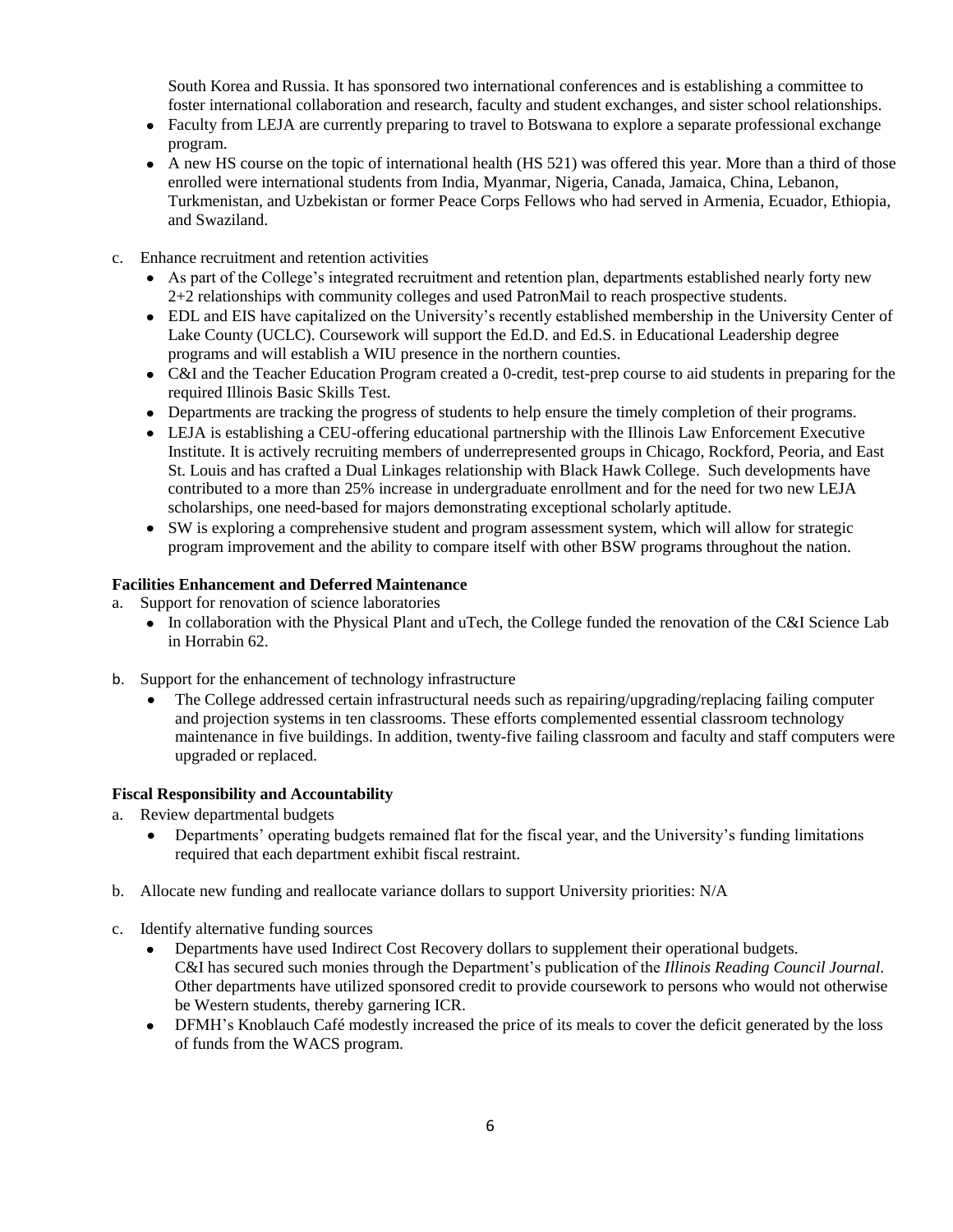South Korea and Russia. It has sponsored two international conferences and is establishing a committee to foster international collaboration and research, faculty and student exchanges, and sister school relationships.

- Faculty from LEJA are currently preparing to travel to Botswana to explore a separate professional exchange program.
- A new HS course on the topic of international health (HS 521) was offered this year. More than a third of those enrolled were international students from India, Myanmar, Nigeria, Canada, Jamaica, China, Lebanon, Turkmenistan, and Uzbekistan or former Peace Corps Fellows who had served in Armenia, Ecuador, Ethiopia, and Swaziland.

c. Enhance recruitment and retention activities

- As part of the College's integrated recruitment and retention plan, departments established nearly forty new 2+2 relationships with community colleges and used PatronMail to reach prospective students.
- EDL and EIS have capitalized on the University's recently established membership in the University Center of Lake County (UCLC). Coursework will support the Ed.D. and Ed.S. in Educational Leadership degree programs and will establish a WIU presence in the northern counties.
- C&I and the Teacher Education Program created a 0-credit, test-prep course to aid students in preparing for the required Illinois Basic Skills Test.
- Departments are tracking the progress of students to help ensure the timely completion of their programs.
- LEJA is establishing a CEU-offering educational partnership with the Illinois Law Enforcement Executive Institute. It is actively recruiting members of underrepresented groups in Chicago, Rockford, Peoria, and East St. Louis and has crafted a Dual Linkages relationship with Black Hawk College. Such developments have contributed to a more than 25% increase in undergraduate enrollment and for the need for two new LEJA scholarships, one need-based for majors demonstrating exceptional scholarly aptitude.
- SW is exploring a comprehensive student and program assessment system, which will allow for strategic program improvement and the ability to compare itself with other BSW programs throughout the nation.

**Facilities Enhancement and Deferred Maintenance**

a. Support for renovation of science laboratories

- In collaboration with the Physical Plant and uTech, the College funded the renovation of the C&I Science Lab in Horrabin 62.

b. Support for the enhancement of technology infrastructure

- The College addressed certain infrastructural needs such as repairing/upgrading/replacing failing computer and projection systems in ten classrooms. These efforts complemented essential classroom technology maintenance in five buildings. In addition, twenty-five failing classroom and faculty and staff computers were upgraded or replaced.

**Fiscal Responsibility and Accountability**

a. Review departmental budgets

- Departments' operating budgets remained flat for the fiscal year, and the University's funding limitations required that each department exhibit fiscal restraint.

b. Allocate new funding and reallocate variance dollars to support University priorities: N/A

c. Identify alternative funding sources

- Departments have used Indirect Cost Recovery dollars to supplement their operational budgets. C&I has secured such monies through the Department's publication of the *Illinois Reading Council Journal*. Other departments have utilized sponsored credit to provide coursework to persons who would not otherwise be Western students, thereby garnering ICR.
- DFMH's Knoblauch Café modestly increased the price of its meals to cover the deficit generated by the loss of funds from the WACS program.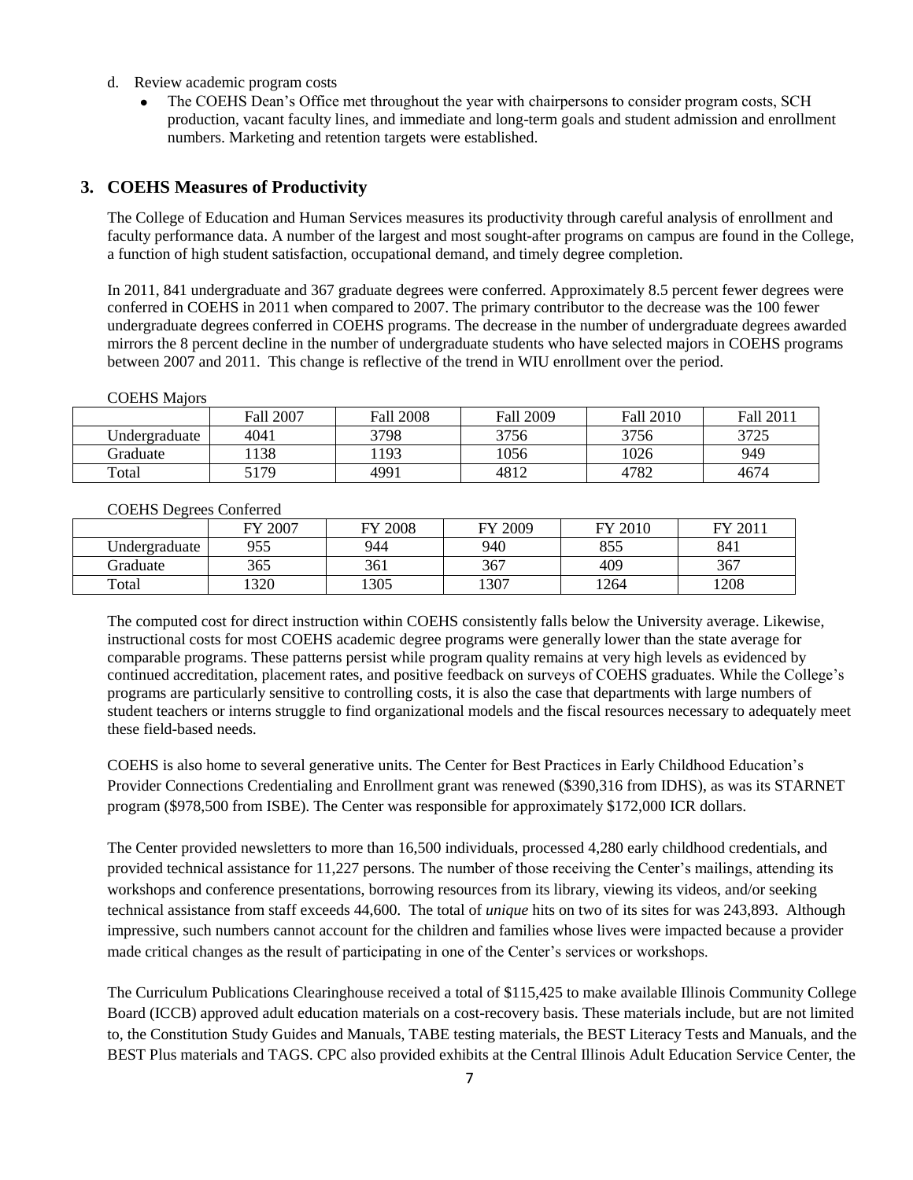d. Review academic program costs
   - The COEHS Dean's Office met throughout the year with chairpersons to consider program costs, SCH production, vacant faculty lines, and immediate and long-term goals and student admission and enrollment numbers. Marketing and retention targets were established.

## 3. COEHS Measures of Productivity

The College of Education and Human Services measures its productivity through careful analysis of enrollment and faculty performance data. A number of the largest and most sought-after programs on campus are found in the College, a function of high student satisfaction, occupational demand, and timely degree completion.

In 2011, 841 undergraduate and 367 graduate degrees were conferred. Approximately 8.5 percent fewer degrees were conferred in COEHS in 2011 when compared to 2007. The primary contributor to the decrease was the 100 fewer undergraduate degrees conferred in COEHS programs. The decrease in the number of undergraduate degrees awarded mirrors the 8 percent decline in the number of undergraduate students who have selected majors in COEHS programs between 2007 and 2011. This change is reflective of the trend in WIU enrollment over the period.

COEHS Majors

| | Fall 2007 | Fall 2008 | Fall 2009 | Fall 2010 | Fall 2011 |
|---|---|---|---|---|---|
| Undergraduate | 4041 | 3798 | 3756 | 3756 | 3725 |
| Graduate | 1138 | 1193 | 1056 | 1026 | 949 |
| Total | 5179 | 4991 | 4812 | 4782 | 4674 |

COEHS Degrees Conferred

| | FY 2007 | FY 2008 | FY 2009 | FY 2010 | FY 2011 |
|---|---|---|---|---|---|
| Undergraduate | 955 | 944 | 940 | 855 | 841 |
| Graduate | 365 | 361 | 367 | 409 | 367 |
| Total | 1320 | 1305 | 1307 | 1264 | 1208 |

The computed cost for direct instruction within COEHS consistently falls below the University average. Likewise, instructional costs for most COEHS academic degree programs were generally lower than the state average for comparable programs. These patterns persist while program quality remains at very high levels as evidenced by continued accreditation, placement rates, and positive feedback on surveys of COEHS graduates. While the College's programs are particularly sensitive to controlling costs, it is also the case that departments with large numbers of student teachers or interns struggle to find organizational models and the fiscal resources necessary to adequately meet these field-based needs.

COEHS is also home to several generative units. The Center for Best Practices in Early Childhood Education's Provider Connections Credentialing and Enrollment grant was renewed ($390,316 from IDHS), as was its STARNET program ($978,500 from ISBE). The Center was responsible for approximately $172,000 ICR dollars.

The Center provided newsletters to more than 16,500 individuals, processed 4,280 early childhood credentials, and provided technical assistance for 11,227 persons. The number of those receiving the Center's mailings, attending its workshops and conference presentations, borrowing resources from its library, viewing its videos, and/or seeking technical assistance from staff exceeds 44,600. The total of *unique* hits on two of its sites for was 243,893. Although impressive, such numbers cannot account for the children and families whose lives were impacted because a provider made critical changes as the result of participating in one of the Center's services or workshops.

The Curriculum Publications Clearinghouse received a total of $115,425 to make available Illinois Community College Board (ICCB) approved adult education materials on a cost-recovery basis. These materials include, but are not limited to, the Constitution Study Guides and Manuals, TABE testing materials, the BEST Literacy Tests and Manuals, and the BEST Plus materials and TAGS. CPC also provided exhibits at the Central Illinois Adult Education Service Center, the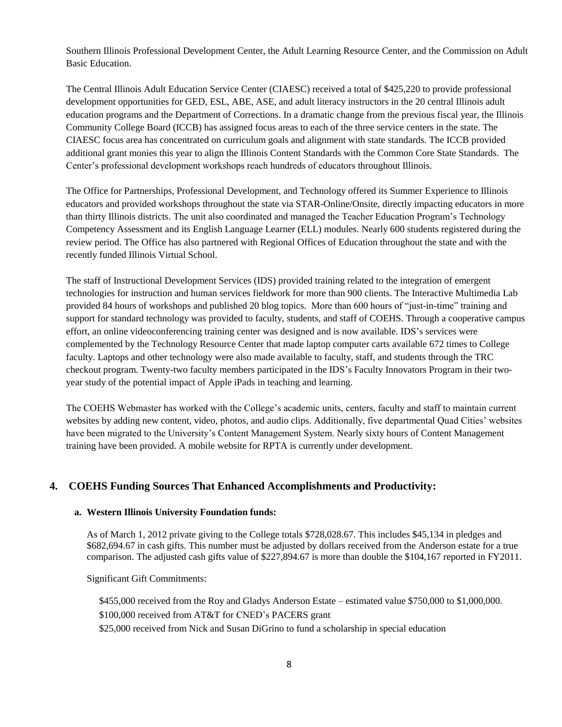Southern Illinois Professional Development Center, the Adult Learning Resource Center, and the Commission on Adult Basic Education.

The Central Illinois Adult Education Service Center (CIAESC) received a total of $425,220 to provide professional development opportunities for GED, ESL, ABE, ASE, and adult literacy instructors in the 20 central Illinois adult education programs and the Department of Corrections. In a dramatic change from the previous fiscal year, the Illinois Community College Board (ICCB) has assigned focus areas to each of the three service centers in the state. The CIAESC focus area has concentrated on curriculum goals and alignment with state standards. The ICCB provided additional grant monies this year to align the Illinois Content Standards with the Common Core State Standards. The Center's professional development workshops reach hundreds of educators throughout Illinois.

The Office for Partnerships, Professional Development, and Technology offered its Summer Experience to Illinois educators and provided workshops throughout the state via STAR-Online/Onsite, directly impacting educators in more than thirty Illinois districts. The unit also coordinated and managed the Teacher Education Program's Technology Competency Assessment and its English Language Learner (ELL) modules. Nearly 600 students registered during the review period. The Office has also partnered with Regional Offices of Education throughout the state and with the recently funded Illinois Virtual School.

The staff of Instructional Development Services (IDS) provided training related to the integration of emergent technologies for instruction and human services fieldwork for more than 900 clients. The Interactive Multimedia Lab provided 84 hours of workshops and published 20 blog topics. More than 600 hours of "just-in-time" training and support for standard technology was provided to faculty, students, and staff of COEHS. Through a cooperative campus effort, an online videoconferencing training center was designed and is now available. IDS's services were complemented by the Technology Resource Center that made laptop computer carts available 672 times to College faculty. Laptops and other technology were also made available to faculty, staff, and students through the TRC checkout program. Twenty-two faculty members participated in the IDS's Faculty Innovators Program in their two-year study of the potential impact of Apple iPads in teaching and learning.

The COEHS Webmaster has worked with the College's academic units, centers, faculty and staff to maintain current websites by adding new content, video, photos, and audio clips. Additionally, five departmental Quad Cities' websites have been migrated to the University's Content Management System. Nearly sixty hours of Content Management training have been provided. A mobile website for RPTA is currently under development.

## 4. COEHS Funding Sources That Enhanced Accomplishments and Productivity:

### a. Western Illinois University Foundation funds:

As of March 1, 2012 private giving to the College totals $728,028.67. This includes $45,134 in pledges and $682,694.67 in cash gifts. This number must be adjusted by dollars received from the Anderson estate for a true comparison. The adjusted cash gifts value of $227,894.67 is more than double the $104,167 reported in FY2011.

Significant Gift Commitments:

$455,000 received from the Roy and Gladys Anderson Estate – estimated value $750,000 to $1,000,000.
$100,000 received from AT&T for CNED's PACERS grant
$25,000 received from Nick and Susan DiGrino to fund a scholarship in special education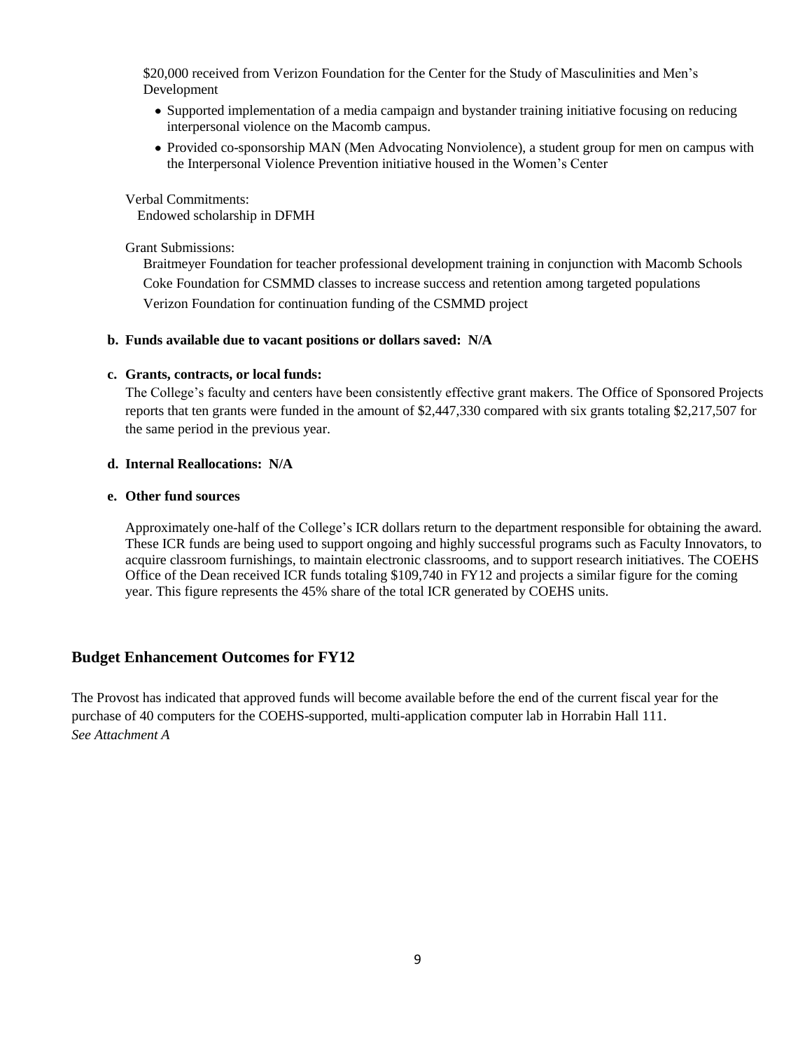$20,000 received from Verizon Foundation for the Center for the Study of Masculinities and Men's Development

- Supported implementation of a media campaign and bystander training initiative focusing on reducing interpersonal violence on the Macomb campus.
- Provided co-sponsorship MAN (Men Advocating Nonviolence), a student group for men on campus with the Interpersonal Violence Prevention initiative housed in the Women's Center

Verbal Commitments:
Endowed scholarship in DFMH

Grant Submissions:
Braitmeyer Foundation for teacher professional development training in conjunction with Macomb Schools
Coke Foundation for CSMMD classes to increase success and retention among targeted populations
Verizon Foundation for continuation funding of the CSMMD project

**b. Funds available due to vacant positions or dollars saved: N/A**

**c. Grants, contracts, or local funds:**

The College's faculty and centers have been consistently effective grant makers. The Office of Sponsored Projects reports that ten grants were funded in the amount of $2,447,330 compared with six grants totaling $2,217,507 for the same period in the previous year.

**d. Internal Reallocations: N/A**

**e. Other fund sources**

Approximately one-half of the College's ICR dollars return to the department responsible for obtaining the award. These ICR funds are being used to support ongoing and highly successful programs such as Faculty Innovators, to acquire classroom furnishings, to maintain electronic classrooms, and to support research initiatives. The COEHS Office of the Dean received ICR funds totaling $109,740 in FY12 and projects a similar figure for the coming year. This figure represents the 45% share of the total ICR generated by COEHS units.

## Budget Enhancement Outcomes for FY12

The Provost has indicated that approved funds will become available before the end of the current fiscal year for the purchase of 40 computers for the COEHS-supported, multi-application computer lab in Horrabin Hall 111.
*See Attachment A*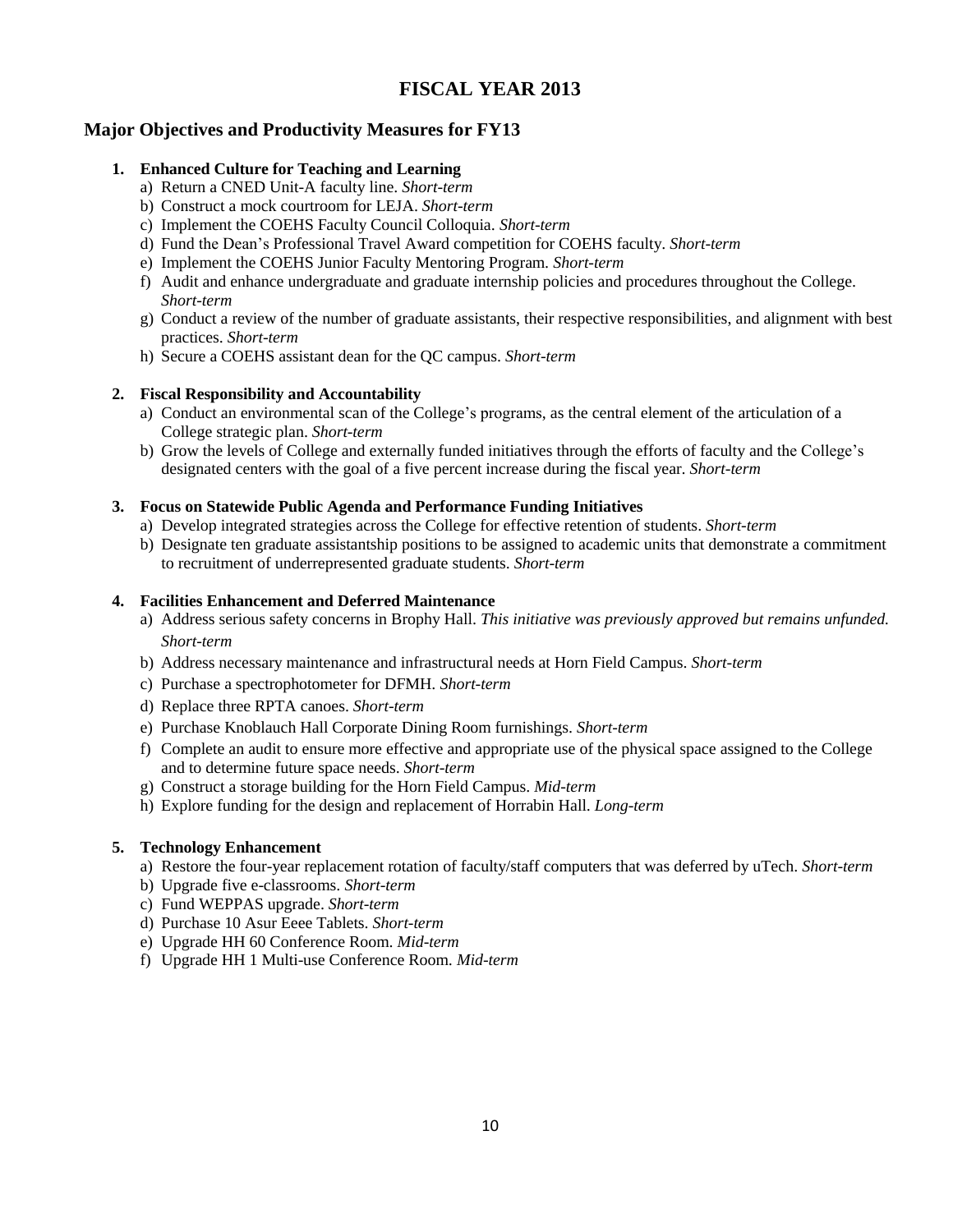# FISCAL YEAR 2013

## Major Objectives and Productivity Measures for FY13

1. **Enhanced Culture for Teaching and Learning**
   a) Return a CNED Unit-A faculty line. *Short-term*
   b) Construct a mock courtroom for LEJA. *Short-term*
   c) Implement the COEHS Faculty Council Colloquia. *Short-term*
   d) Fund the Dean's Professional Travel Award competition for COEHS faculty. *Short-term*
   e) Implement the COEHS Junior Faculty Mentoring Program. *Short-term*
   f) Audit and enhance undergraduate and graduate internship policies and procedures throughout the College. *Short-term*
   g) Conduct a review of the number of graduate assistants, their respective responsibilities, and alignment with best practices. *Short-term*
   h) Secure a COEHS assistant dean for the QC campus. *Short-term*

2. **Fiscal Responsibility and Accountability**
   a) Conduct an environmental scan of the College's programs, as the central element of the articulation of a College strategic plan. *Short-term*
   b) Grow the levels of College and externally funded initiatives through the efforts of faculty and the College's designated centers with the goal of a five percent increase during the fiscal year. *Short-term*

3. **Focus on Statewide Public Agenda and Performance Funding Initiatives**
   a) Develop integrated strategies across the College for effective retention of students. *Short-term*
   b) Designate ten graduate assistantship positions to be assigned to academic units that demonstrate a commitment to recruitment of underrepresented graduate students. *Short-term*

4. **Facilities Enhancement and Deferred Maintenance**
   a) Address serious safety concerns in Brophy Hall. *This initiative was previously approved but remains unfunded. Short-term*
   b) Address necessary maintenance and infrastructural needs at Horn Field Campus. *Short-term*
   c) Purchase a spectrophotometer for DFMH. *Short-term*
   d) Replace three RPTA canoes. *Short-term*
   e) Purchase Knoblauch Hall Corporate Dining Room furnishings. *Short-term*
   f) Complete an audit to ensure more effective and appropriate use of the physical space assigned to the College and to determine future space needs. *Short-term*
   g) Construct a storage building for the Horn Field Campus. *Mid-term*
   h) Explore funding for the design and replacement of Horrabin Hall. *Long-term*

5. **Technology Enhancement**
   a) Restore the four-year replacement rotation of faculty/staff computers that was deferred by uTech. *Short-term*
   b) Upgrade five e-classrooms. *Short-term*
   c) Fund WEPPAS upgrade. *Short-term*
   d) Purchase 10 Asur Eeee Tablets. *Short-term*
   e) Upgrade HH 60 Conference Room. *Mid-term*
   f) Upgrade HH 1 Multi-use Conference Room. *Mid-term*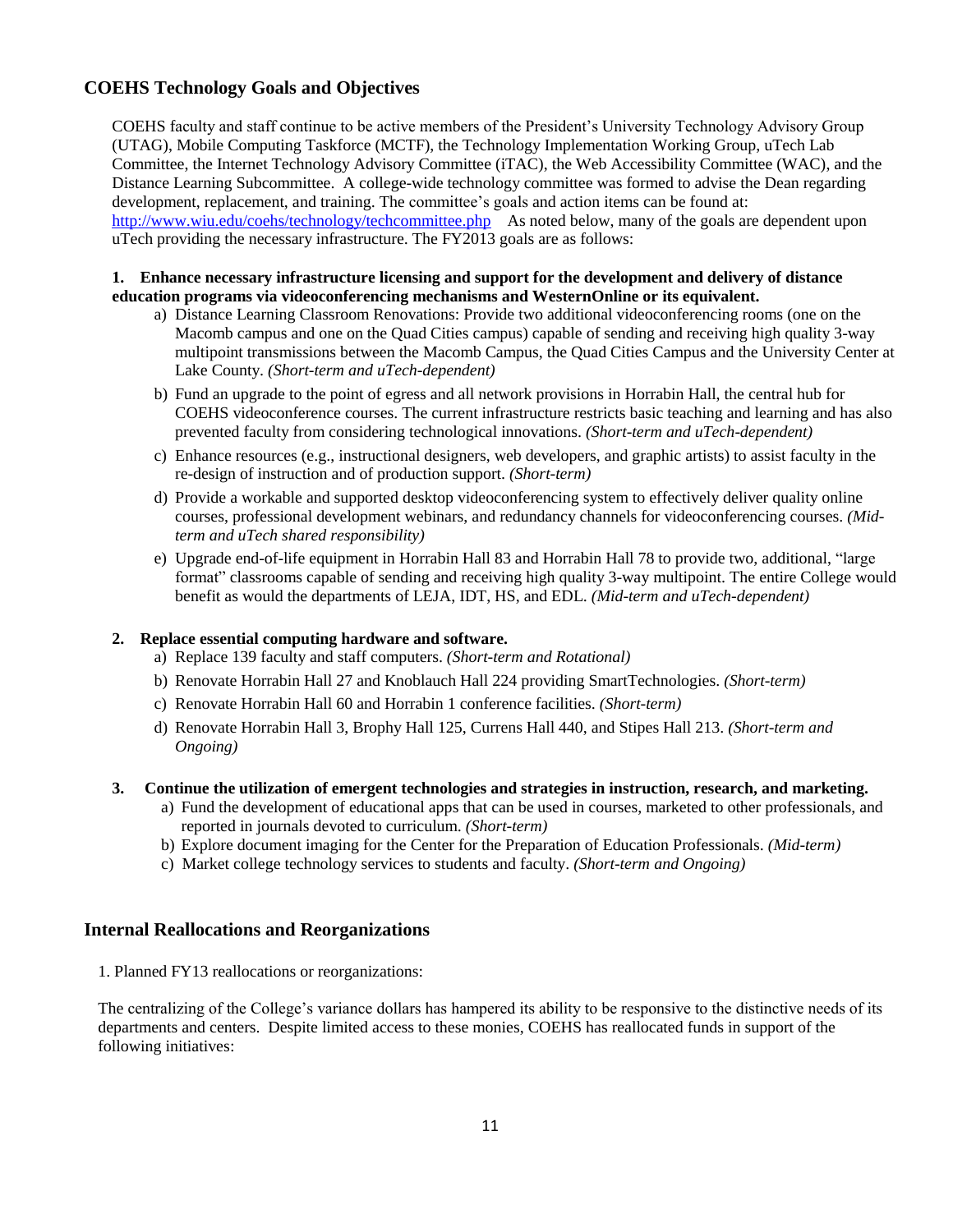## COEHS Technology Goals and Objectives

COEHS faculty and staff continue to be active members of the President's University Technology Advisory Group (UTAG), Mobile Computing Taskforce (MCTF), the Technology Implementation Working Group, uTech Lab Committee, the Internet Technology Advisory Committee (iTAC), the Web Accessibility Committee (WAC), and the Distance Learning Subcommittee. A college-wide technology committee was formed to advise the Dean regarding development, replacement, and training. The committee's goals and action items can be found at: http://www.wiu.edu/coehs/technology/techcommittee.php As noted below, many of the goals are dependent upon uTech providing the necessary infrastructure. The FY2013 goals are as follows:

**1. Enhance necessary infrastructure licensing and support for the development and delivery of distance education programs via videoconferencing mechanisms and WesternOnline or its equivalent.**

a) Distance Learning Classroom Renovations: Provide two additional videoconferencing rooms (one on the Macomb campus and one on the Quad Cities campus) capable of sending and receiving high quality 3-way multipoint transmissions between the Macomb Campus, the Quad Cities Campus and the University Center at Lake County. *(Short-term and uTech-dependent)*

b) Fund an upgrade to the point of egress and all network provisions in Horrabin Hall, the central hub for COEHS videoconference courses. The current infrastructure restricts basic teaching and learning and has also prevented faculty from considering technological innovations. *(Short-term and uTech-dependent)*

c) Enhance resources (e.g., instructional designers, web developers, and graphic artists) to assist faculty in the re-design of instruction and of production support. *(Short-term)*

d) Provide a workable and supported desktop videoconferencing system to effectively deliver quality online courses, professional development webinars, and redundancy channels for videoconferencing courses. *(Mid-term and uTech shared responsibility)*

e) Upgrade end-of-life equipment in Horrabin Hall 83 and Horrabin Hall 78 to provide two, additional, "large format" classrooms capable of sending and receiving high quality 3-way multipoint. The entire College would benefit as would the departments of LEJA, IDT, HS, and EDL. *(Mid-term and uTech-dependent)*

**2. Replace essential computing hardware and software.**

a) Replace 139 faculty and staff computers. *(Short-term and Rotational)*

b) Renovate Horrabin Hall 27 and Knoblauch Hall 224 providing SmartTechnologies. *(Short-term)*

c) Renovate Horrabin Hall 60 and Horrabin 1 conference facilities. *(Short-term)*

d) Renovate Horrabin Hall 3, Brophy Hall 125, Currens Hall 440, and Stipes Hall 213. *(Short-term and Ongoing)*

**3. Continue the utilization of emergent technologies and strategies in instruction, research, and marketing.**

a) Fund the development of educational apps that can be used in courses, marketed to other professionals, and reported in journals devoted to curriculum. *(Short-term)*

b) Explore document imaging for the Center for the Preparation of Education Professionals. *(Mid-term)*

c) Market college technology services to students and faculty. *(Short-term and Ongoing)*

## Internal Reallocations and Reorganizations

1. Planned FY13 reallocations or reorganizations:

The centralizing of the College's variance dollars has hampered its ability to be responsive to the distinctive needs of its departments and centers. Despite limited access to these monies, COEHS has reallocated funds in support of the following initiatives: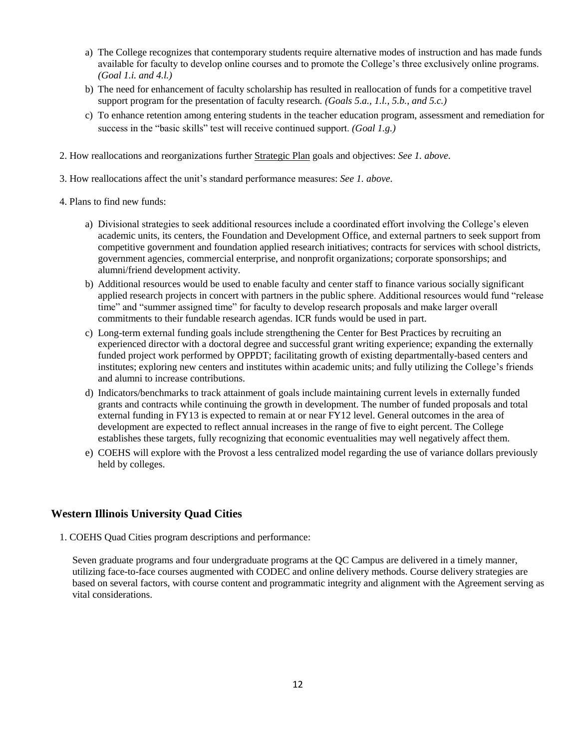a) The College recognizes that contemporary students require alternative modes of instruction and has made funds available for faculty to develop online courses and to promote the College's three exclusively online programs. *(Goal 1.i. and 4.l.)*

b) The need for enhancement of faculty scholarship has resulted in reallocation of funds for a competitive travel support program for the presentation of faculty research. *(Goals 5.a., 1.l., 5.b., and 5.c.)*

c) To enhance retention among entering students in the teacher education program, assessment and remediation for success in the "basic skills" test will receive continued support. *(Goal 1.g.)*

2. How reallocations and reorganizations further Strategic Plan goals and objectives: *See 1. above.*

3. How reallocations affect the unit's standard performance measures: *See 1. above.*

4. Plans to find new funds:

a) Divisional strategies to seek additional resources include a coordinated effort involving the College's eleven academic units, its centers, the Foundation and Development Office, and external partners to seek support from competitive government and foundation applied research initiatives; contracts for services with school districts, government agencies, commercial enterprise, and nonprofit organizations; corporate sponsorships; and alumni/friend development activity.

b) Additional resources would be used to enable faculty and center staff to finance various socially significant applied research projects in concert with partners in the public sphere. Additional resources would fund "release time" and "summer assigned time" for faculty to develop research proposals and make larger overall commitments to their fundable research agendas. ICR funds would be used in part.

c) Long-term external funding goals include strengthening the Center for Best Practices by recruiting an experienced director with a doctoral degree and successful grant writing experience; expanding the externally funded project work performed by OPPDT; facilitating growth of existing departmentally-based centers and institutes; exploring new centers and institutes within academic units; and fully utilizing the College's friends and alumni to increase contributions.

d) Indicators/benchmarks to track attainment of goals include maintaining current levels in externally funded grants and contracts while continuing the growth in development. The number of funded proposals and total external funding in FY13 is expected to remain at or near FY12 level. General outcomes in the area of development are expected to reflect annual increases in the range of five to eight percent. The College establishes these targets, fully recognizing that economic eventualities may well negatively affect them.

e) COEHS will explore with the Provost a less centralized model regarding the use of variance dollars previously held by colleges.

## Western Illinois University Quad Cities

1. COEHS Quad Cities program descriptions and performance:

Seven graduate programs and four undergraduate programs at the QC Campus are delivered in a timely manner, utilizing face-to-face courses augmented with CODEC and online delivery methods. Course delivery strategies are based on several factors, with course content and programmatic integrity and alignment with the Agreement serving as vital considerations.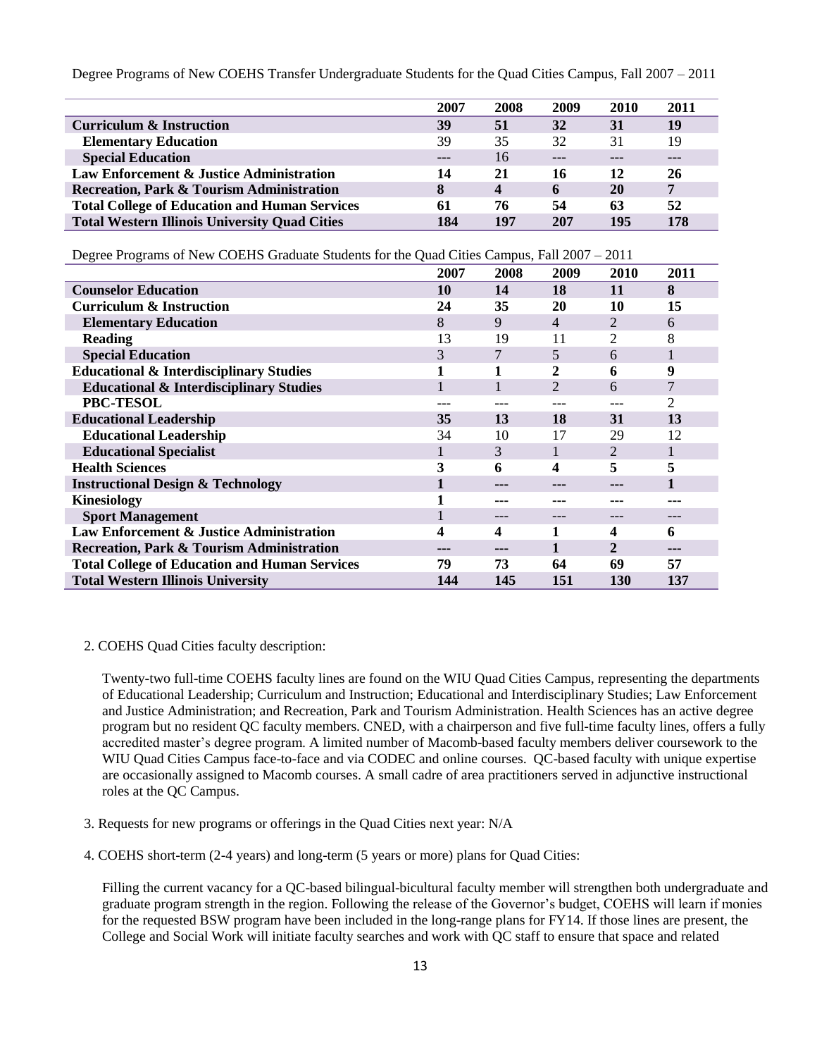Degree Programs of New COEHS Transfer Undergraduate Students for the Quad Cities Campus, Fall 2007 – 2011

| | 2007 | 2008 | 2009 | 2010 | 2011 |
|---|---|---|---|---|---|
| **Curriculum & Instruction** | **39** | **51** | **32** | **31** | **19** |
| **Elementary Education** | 39 | 35 | 32 | 31 | 19 |
| **Special Education** | --- | 16 | --- | --- | --- |
| **Law Enforcement & Justice Administration** | **14** | **21** | **16** | **12** | **26** |
| **Recreation, Park & Tourism Administration** | **8** | **4** | **6** | **20** | **7** |
| **Total College of Education and Human Services** | **61** | **76** | **54** | **63** | **52** |
| **Total Western Illinois University Quad Cities** | **184** | **197** | **207** | **195** | **178** |

Degree Programs of New COEHS Graduate Students for the Quad Cities Campus, Fall 2007 – 2011

| | 2007 | 2008 | 2009 | 2010 | 2011 |
|---|---|---|---|---|---|
| **Counselor Education** | **10** | **14** | **18** | **11** | **8** |
| **Curriculum & Instruction** | **24** | **35** | **20** | **10** | **15** |
| **Elementary Education** | 8 | 9 | 4 | 2 | 6 |
| **Reading** | 13 | 19 | 11 | 2 | 8 |
| **Special Education** | 3 | 7 | 5 | 6 | 1 |
| **Educational & Interdisciplinary Studies** | **1** | **1** | **2** | **6** | **9** |
| **Educational & Interdisciplinary Studies** | 1 | 1 | 2 | 6 | 7 |
| **PBC-TESOL** | --- | --- | --- | --- | 2 |
| **Educational Leadership** | **35** | **13** | **18** | **31** | **13** |
| **Educational Leadership** | 34 | 10 | 17 | 29 | 12 |
| **Educational Specialist** | 1 | 3 | 1 | 2 | 1 |
| **Health Sciences** | **3** | **6** | **4** | **5** | **5** |
| **Instructional Design & Technology** | **1** | **---** | **---** | **---** | **1** |
| **Kinesiology** | **1** | **---** | **---** | **---** | **---** |
| **Sport Management** | 1 | --- | --- | --- | --- |
| **Law Enforcement & Justice Administration** | **4** | **4** | **1** | **4** | **6** |
| **Recreation, Park & Tourism Administration** | **---** | **---** | **1** | **2** | **---** |
| **Total College of Education and Human Services** | **79** | **73** | **64** | **69** | **57** |
| **Total Western Illinois University** | **144** | **145** | **151** | **130** | **137** |

2. COEHS Quad Cities faculty description:

Twenty-two full-time COEHS faculty lines are found on the WIU Quad Cities Campus, representing the departments of Educational Leadership; Curriculum and Instruction; Educational and Interdisciplinary Studies; Law Enforcement and Justice Administration; and Recreation, Park and Tourism Administration. Health Sciences has an active degree program but no resident QC faculty members. CNED, with a chairperson and five full-time faculty lines, offers a fully accredited master's degree program. A limited number of Macomb-based faculty members deliver coursework to the WIU Quad Cities Campus face-to-face and via CODEC and online courses. QC-based faculty with unique expertise are occasionally assigned to Macomb courses. A small cadre of area practitioners served in adjunctive instructional roles at the QC Campus.

3. Requests for new programs or offerings in the Quad Cities next year: N/A

4. COEHS short-term (2-4 years) and long-term (5 years or more) plans for Quad Cities:

Filling the current vacancy for a QC-based bilingual-bicultural faculty member will strengthen both undergraduate and graduate program strength in the region. Following the release of the Governor's budget, COEHS will learn if monies for the requested BSW program have been included in the long-range plans for FY14. If those lines are present, the College and Social Work will initiate faculty searches and work with QC staff to ensure that space and related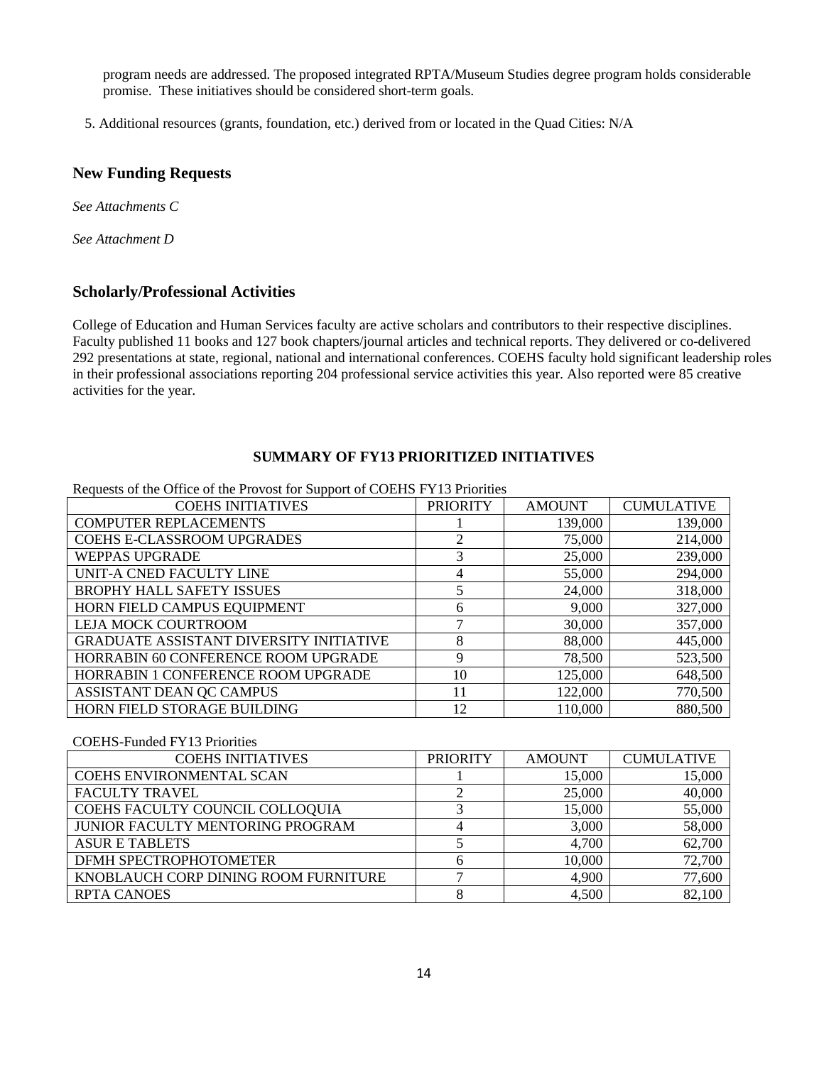program needs are addressed. The proposed integrated RPTA/Museum Studies degree program holds considerable promise. These initiatives should be considered short-term goals.

5. Additional resources (grants, foundation, etc.) derived from or located in the Quad Cities: N/A

## New Funding Requests

*See Attachments C*

*See Attachment D*

## Scholarly/Professional Activities

College of Education and Human Services faculty are active scholars and contributors to their respective disciplines. Faculty published 11 books and 127 book chapters/journal articles and technical reports. They delivered or co-delivered 292 presentations at state, regional, national and international conferences. COEHS faculty hold significant leadership roles in their professional associations reporting 204 professional service activities this year. Also reported were 85 creative activities for the year.

### SUMMARY OF FY13 PRIORITIZED INITIATIVES

Requests of the Office of the Provost for Support of COEHS FY13 Priorities

| COEHS INITIATIVES | PRIORITY | AMOUNT | CUMULATIVE |
|---|---|---|---|
| COMPUTER REPLACEMENTS | 1 | 139,000 | 139,000 |
| COEHS E-CLASSROOM UPGRADES | 2 | 75,000 | 214,000 |
| WEPPAS UPGRADE | 3 | 25,000 | 239,000 |
| UNIT-A CNED FACULTY LINE | 4 | 55,000 | 294,000 |
| BROPHY HALL SAFETY ISSUES | 5 | 24,000 | 318,000 |
| HORN FIELD CAMPUS EQUIPMENT | 6 | 9,000 | 327,000 |
| LEJA MOCK COURTROOM | 7 | 30,000 | 357,000 |
| GRADUATE ASSISTANT DIVERSITY INITIATIVE | 8 | 88,000 | 445,000 |
| HORRABIN 60 CONFERENCE ROOM UPGRADE | 9 | 78,500 | 523,500 |
| HORRABIN 1 CONFERENCE ROOM UPGRADE | 10 | 125,000 | 648,500 |
| ASSISTANT DEAN QC CAMPUS | 11 | 122,000 | 770,500 |
| HORN FIELD STORAGE BUILDING | 12 | 110,000 | 880,500 |

COEHS-Funded FY13 Priorities

| COEHS INITIATIVES | PRIORITY | AMOUNT | CUMULATIVE |
|---|---|---|---|
| COEHS ENVIRONMENTAL SCAN | 1 | 15,000 | 15,000 |
| FACULTY TRAVEL | 2 | 25,000 | 40,000 |
| COEHS FACULTY COUNCIL COLLOQUIA | 3 | 15,000 | 55,000 |
| JUNIOR FACULTY MENTORING PROGRAM | 4 | 3,000 | 58,000 |
| ASUR E TABLETS | 5 | 4,700 | 62,700 |
| DFMH SPECTROPHOTOMETER | 6 | 10,000 | 72,700 |
| KNOBLAUCH CORP DINING ROOM FURNITURE | 7 | 4,900 | 77,600 |
| RPTA CANOES | 8 | 4,500 | 82,100 |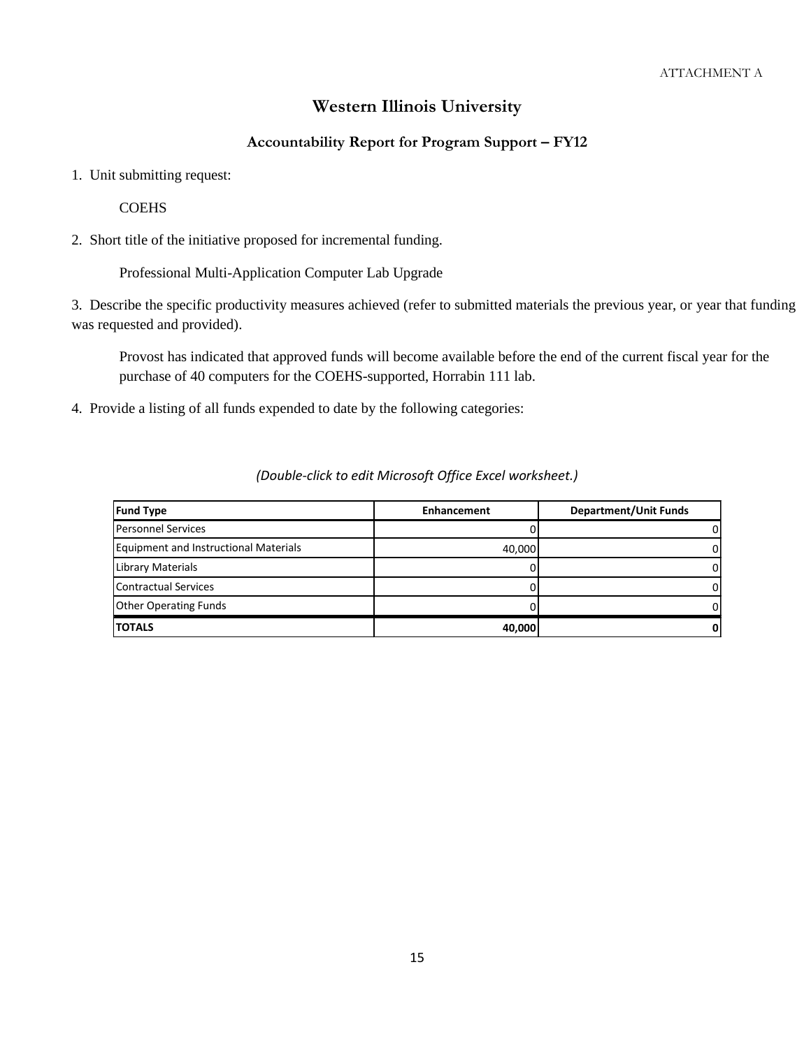ATTACHMENT A

# Western Illinois University

## Accountability Report for Program Support – FY12

1. Unit submitting request:

   COEHS

2. Short title of the initiative proposed for incremental funding.

   Professional Multi-Application Computer Lab Upgrade

3. Describe the specific productivity measures achieved (refer to submitted materials the previous year, or year that funding was requested and provided).

   Provost has indicated that approved funds will become available before the end of the current fiscal year for the purchase of 40 computers for the COEHS-supported, Horrabin 111 lab.

4. Provide a listing of all funds expended to date by the following categories:

*(Double-click to edit Microsoft Office Excel worksheet.)*

| Fund Type | Enhancement | Department/Unit Funds |
|---|---|---|
| Personnel Services | 0 | 0 |
| Equipment and Instructional Materials | 40,000 | 0 |
| Library Materials | 0 | 0 |
| Contractual Services | 0 | 0 |
| Other Operating Funds | 0 | 0 |
| **TOTALS** | **40,000** | **0** |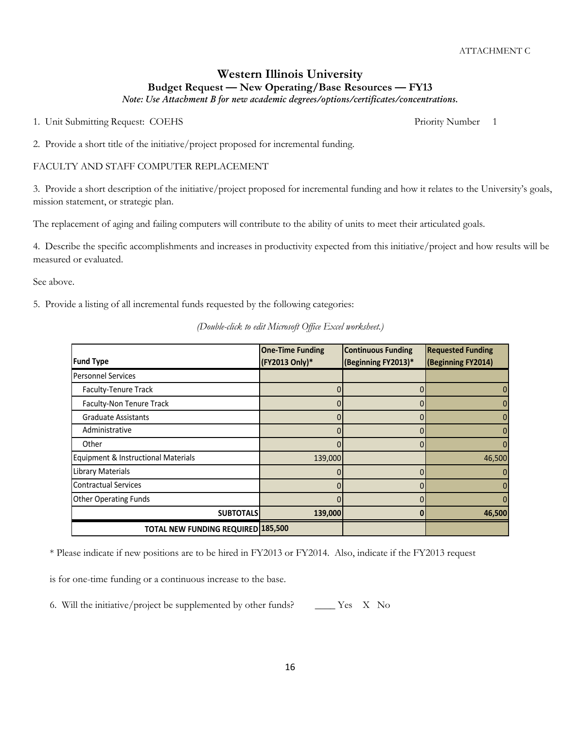ATTACHMENT C

# Western Illinois University

## Budget Request — New Operating/Base Resources — FY13

*Note: Use Attachment B for new academic degrees/options/certificates/concentrations.*

1. Unit Submitting Request: COEHS Priority Number 1

2. Provide a short title of the initiative/project proposed for incremental funding.

FACULTY AND STAFF COMPUTER REPLACEMENT

3. Provide a short description of the initiative/project proposed for incremental funding and how it relates to the University's goals, mission statement, or strategic plan.

The replacement of aging and failing computers will contribute to the ability of units to meet their articulated goals.

4. Describe the specific accomplishments and increases in productivity expected from this initiative/project and how results will be measured or evaluated.

See above.

5. Provide a listing of all incremental funds requested by the following categories:

*(Double-click to edit Microsoft Office Excel worksheet.)*

| Fund Type | One-Time Funding (FY2013 Only)* | Continuous Funding (Beginning FY2013)* | Requested Funding (Beginning FY2014) |
|---|---|---|---|
| Personnel Services | | | |
| Faculty-Tenure Track | 0 | 0 | 0 |
| Faculty-Non Tenure Track | 0 | 0 | 0 |
| Graduate Assistants | 0 | 0 | 0 |
| Administrative | 0 | 0 | 0 |
| Other | 0 | 0 | 0 |
| Equipment & Instructional Materials | 139,000 | | 46,500 |
| Library Materials | 0 | 0 | 0 |
| Contractual Services | 0 | 0 | 0 |
| Other Operating Funds | 0 | 0 | 0 |
| **SUBTOTALS** | **139,000** | **0** | **46,500** |
| **TOTAL NEW FUNDING REQUIRED** | **185,500** | | |

\* Please indicate if new positions are to be hired in FY2013 or FY2014. Also, indicate if the FY2013 request is for one-time funding or a continuous increase to the base.

6. Will the initiative/project be supplemented by other funds? ____ Yes X No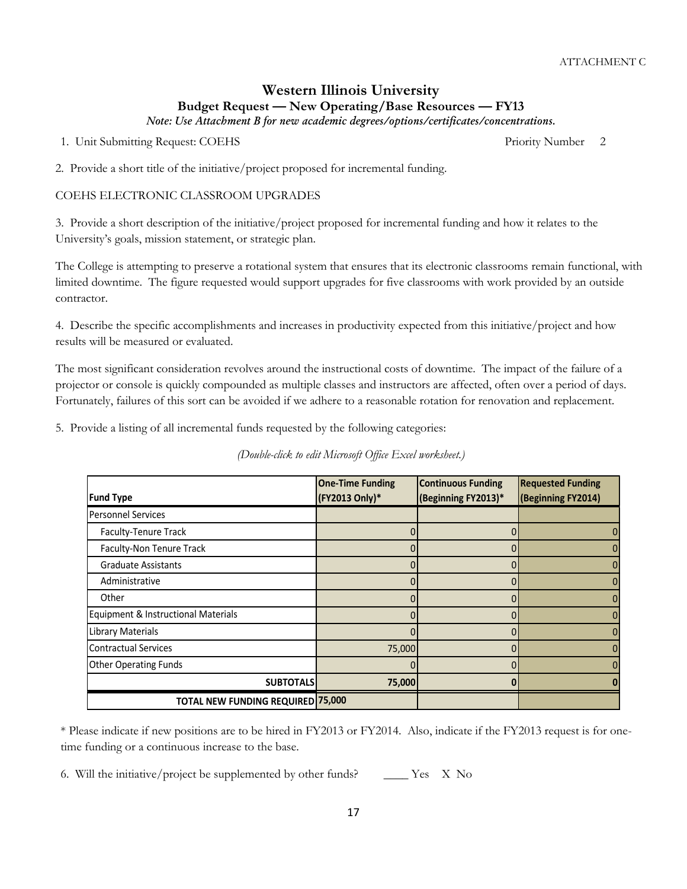ATTACHMENT C

# Western Illinois University

## Budget Request — New Operating/Base Resources — FY13

*Note: Use Attachment B for new academic degrees/options/certificates/concentrations.*

1. Unit Submitting Request: COEHS Priority Number 2

2. Provide a short title of the initiative/project proposed for incremental funding.

COEHS ELECTRONIC CLASSROOM UPGRADES

3. Provide a short description of the initiative/project proposed for incremental funding and how it relates to the University's goals, mission statement, or strategic plan.

The College is attempting to preserve a rotational system that ensures that its electronic classrooms remain functional, with limited downtime. The figure requested would support upgrades for five classrooms with work provided by an outside contractor.

4. Describe the specific accomplishments and increases in productivity expected from this initiative/project and how results will be measured or evaluated.

The most significant consideration revolves around the instructional costs of downtime. The impact of the failure of a projector or console is quickly compounded as multiple classes and instructors are affected, often over a period of days. Fortunately, failures of this sort can be avoided if we adhere to a reasonable rotation for renovation and replacement.

5. Provide a listing of all incremental funds requested by the following categories:

*(Double-click to edit Microsoft Office Excel worksheet.)*

| Fund Type | One-Time Funding (FY2013 Only)* | Continuous Funding (Beginning FY2013)* | Requested Funding (Beginning FY2014) |
|---|---|---|---|
| Personnel Services | | | |
| Faculty-Tenure Track | 0 | 0 | 0 |
| Faculty-Non Tenure Track | 0 | 0 | 0 |
| Graduate Assistants | 0 | 0 | 0 |
| Administrative | 0 | 0 | 0 |
| Other | 0 | 0 | 0 |
| Equipment & Instructional Materials | 0 | 0 | 0 |
| Library Materials | 0 | 0 | 0 |
| Contractual Services | 75,000 | 0 | 0 |
| Other Operating Funds | 0 | 0 | 0 |
| **SUBTOTALS** | **75,000** | **0** | **0** |
| **TOTAL NEW FUNDING REQUIRED** | **75,000** | | |

\* Please indicate if new positions are to be hired in FY2013 or FY2014. Also, indicate if the FY2013 request is for one-time funding or a continuous increase to the base.

6. Will the initiative/project be supplemented by other funds? ____ Yes X No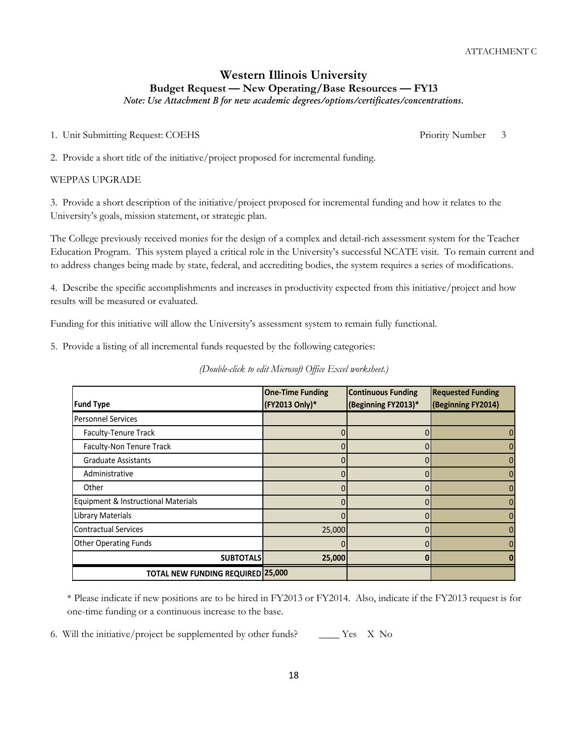ATTACHMENT C

# Western Illinois University

## Budget Request — New Operating/Base Resources — FY13

*Note: Use Attachment B for new academic degrees/options/certificates/concentrations.*

1. Unit Submitting Request: COEHS    Priority Number 3

2. Provide a short title of the initiative/project proposed for incremental funding.

WEPPAS UPGRADE

3. Provide a short description of the initiative/project proposed for incremental funding and how it relates to the University's goals, mission statement, or strategic plan.

The College previously received monies for the design of a complex and detail-rich assessment system for the Teacher Education Program. This system played a critical role in the University's successful NCATE visit. To remain current and to address changes being made by state, federal, and accrediting bodies, the system requires a series of modifications.

4. Describe the specific accomplishments and increases in productivity expected from this initiative/project and how results will be measured or evaluated.

Funding for this initiative will allow the University's assessment system to remain fully functional.

5. Provide a listing of all incremental funds requested by the following categories:

*(Double-click to edit Microsoft Office Excel worksheet.)*

| Fund Type | One-Time Funding (FY2013 Only)* | Continuous Funding (Beginning FY2013)* | Requested Funding (Beginning FY2014) |
|---|---|---|---|
| Personnel Services | | | |
| Faculty-Tenure Track | 0 | 0 | 0 |
| Faculty-Non Tenure Track | 0 | 0 | 0 |
| Graduate Assistants | 0 | 0 | 0 |
| Administrative | 0 | 0 | 0 |
| Other | 0 | 0 | 0 |
| Equipment & Instructional Materials | 0 | 0 | 0 |
| Library Materials | 0 | 0 | 0 |
| Contractual Services | 25,000 | 0 | 0 |
| Other Operating Funds | 0 | 0 | 0 |
| **SUBTOTALS** | **25,000** | **0** | **0** |
| **TOTAL NEW FUNDING REQUIRED** | **25,000** | | |

\* Please indicate if new positions are to be hired in FY2013 or FY2014. Also, indicate if the FY2013 request is for one-time funding or a continuous increase to the base.

6. Will the initiative/project be supplemented by other funds? ____ Yes X No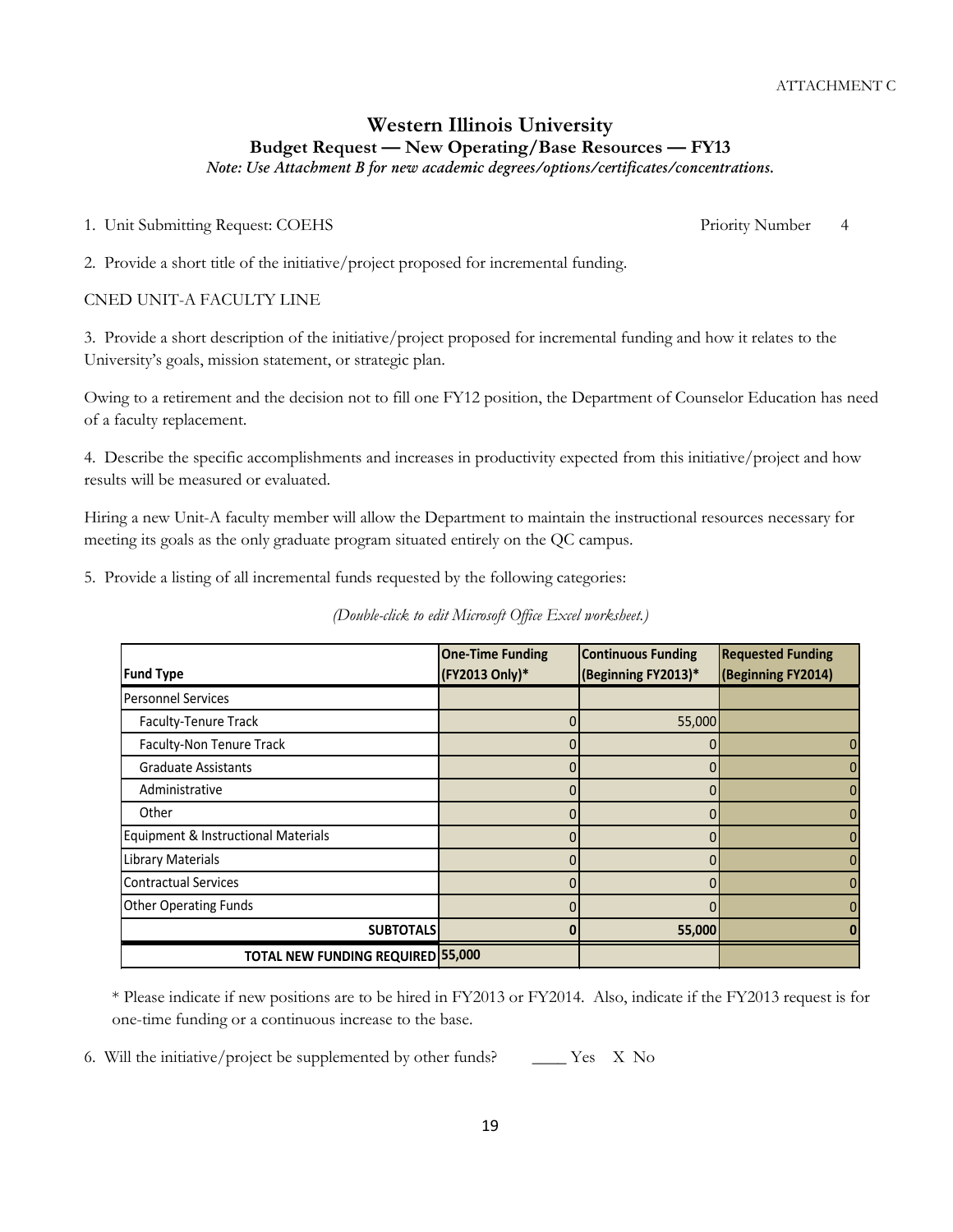ATTACHMENT C

# Western Illinois University

## Budget Request — New Operating/Base Resources — FY13

*Note: Use Attachment B for new academic degrees/options/certificates/concentrations.*

1. Unit Submitting Request: COEHS                Priority Number 4

2. Provide a short title of the initiative/project proposed for incremental funding.

CNED UNIT-A FACULTY LINE

3. Provide a short description of the initiative/project proposed for incremental funding and how it relates to the University's goals, mission statement, or strategic plan.

Owing to a retirement and the decision not to fill one FY12 position, the Department of Counselor Education has need of a faculty replacement.

4. Describe the specific accomplishments and increases in productivity expected from this initiative/project and how results will be measured or evaluated.

Hiring a new Unit-A faculty member will allow the Department to maintain the instructional resources necessary for meeting its goals as the only graduate program situated entirely on the QC campus.

5. Provide a listing of all incremental funds requested by the following categories:

*(Double-click to edit Microsoft Office Excel worksheet.)*

| Fund Type | One-Time Funding (FY2013 Only)* | Continuous Funding (Beginning FY2013)* | Requested Funding (Beginning FY2014) |
|---|---|---|---|
| Personnel Services | | | |
| Faculty-Tenure Track | 0 | 55,000 | |
| Faculty-Non Tenure Track | 0 | 0 | 0 |
| Graduate Assistants | 0 | 0 | 0 |
| Administrative | 0 | 0 | 0 |
| Other | 0 | 0 | 0 |
| Equipment & Instructional Materials | 0 | 0 | 0 |
| Library Materials | 0 | 0 | 0 |
| Contractual Services | 0 | 0 | 0 |
| Other Operating Funds | 0 | 0 | 0 |
| **SUBTOTALS** | **0** | **55,000** | **0** |
| **TOTAL NEW FUNDING REQUIRED** | **55,000** | | |

\* Please indicate if new positions are to be hired in FY2013 or FY2014. Also, indicate if the FY2013 request is for one-time funding or a continuous increase to the base.

6. Will the initiative/project be supplemented by other funds? ____ Yes X No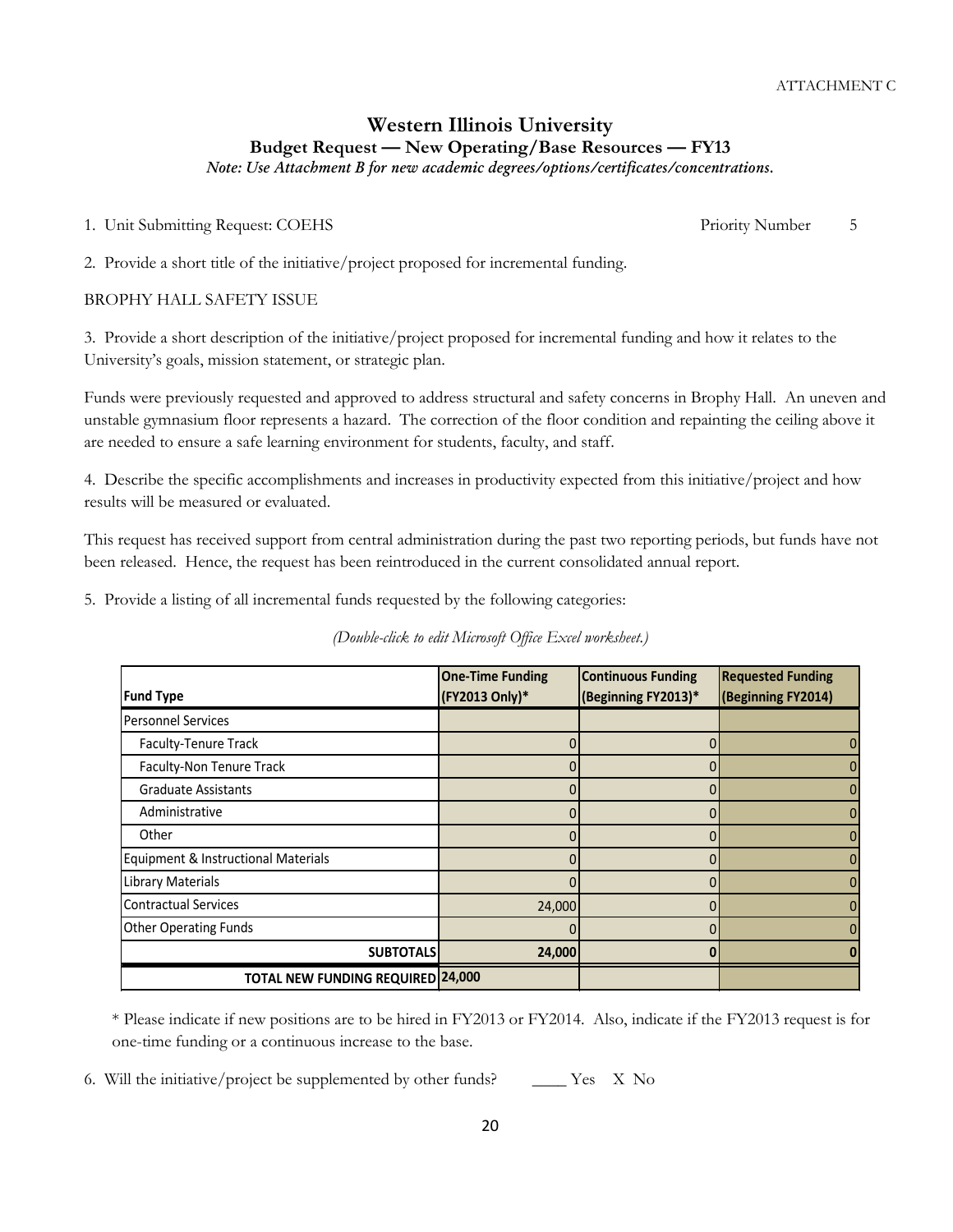ATTACHMENT C

# Western Illinois University

## Budget Request — New Operating/Base Resources — FY13

*Note: Use Attachment B for new academic degrees/options/certificates/concentrations.*

1. Unit Submitting Request: COEHS    Priority Number 5

2. Provide a short title of the initiative/project proposed for incremental funding.

BROPHY HALL SAFETY ISSUE

3. Provide a short description of the initiative/project proposed for incremental funding and how it relates to the University's goals, mission statement, or strategic plan.

Funds were previously requested and approved to address structural and safety concerns in Brophy Hall. An uneven and unstable gymnasium floor represents a hazard. The correction of the floor condition and repainting the ceiling above it are needed to ensure a safe learning environment for students, faculty, and staff.

4. Describe the specific accomplishments and increases in productivity expected from this initiative/project and how results will be measured or evaluated.

This request has received support from central administration during the past two reporting periods, but funds have not been released. Hence, the request has been reintroduced in the current consolidated annual report.

5. Provide a listing of all incremental funds requested by the following categories:

*(Double-click to edit Microsoft Office Excel worksheet.)*

| Fund Type | One-Time Funding (FY2013 Only)* | Continuous Funding (Beginning FY2013)* | Requested Funding (Beginning FY2014) |
|---|---|---|---|
| Personnel Services | | | |
| Faculty-Tenure Track | 0 | 0 | 0 |
| Faculty-Non Tenure Track | 0 | 0 | 0 |
| Graduate Assistants | 0 | 0 | 0 |
| Administrative | 0 | 0 | 0 |
| Other | 0 | 0 | 0 |
| Equipment & Instructional Materials | 0 | 0 | 0 |
| Library Materials | 0 | 0 | 0 |
| Contractual Services | 24,000 | 0 | 0 |
| Other Operating Funds | 0 | 0 | 0 |
| **SUBTOTALS** | **24,000** | **0** | **0** |
| **TOTAL NEW FUNDING REQUIRED** | **24,000** | | |

\* Please indicate if new positions are to be hired in FY2013 or FY2014. Also, indicate if the FY2013 request is for one-time funding or a continuous increase to the base.

6. Will the initiative/project be supplemented by other funds? ____ Yes X No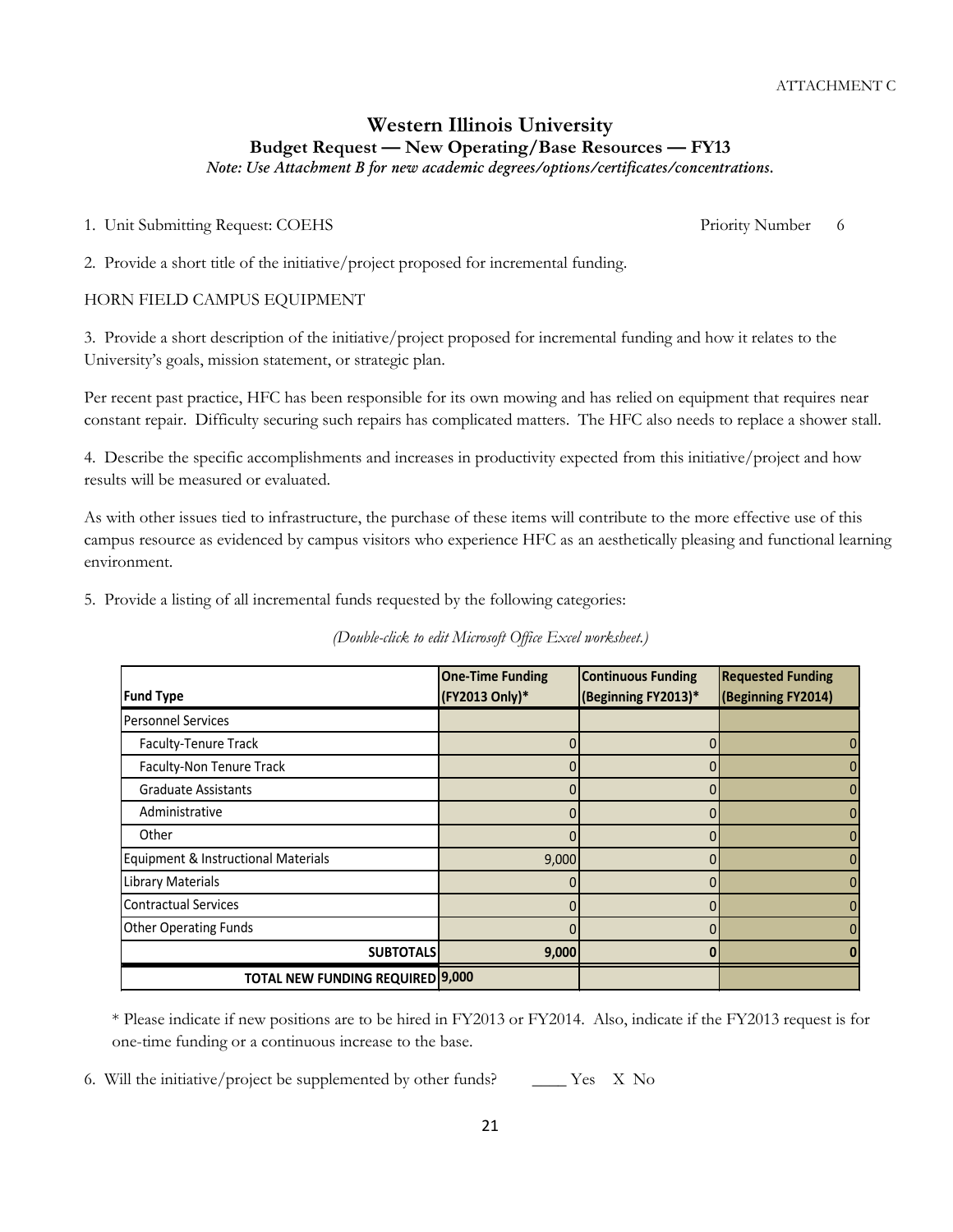ATTACHMENT C

# Western Illinois University

## Budget Request — New Operating/Base Resources — FY13

*Note: Use Attachment B for new academic degrees/options/certificates/concentrations.*

1. Unit Submitting Request: COEHS Priority Number 6

2. Provide a short title of the initiative/project proposed for incremental funding.

HORN FIELD CAMPUS EQUIPMENT

3. Provide a short description of the initiative/project proposed for incremental funding and how it relates to the University's goals, mission statement, or strategic plan.

Per recent past practice, HFC has been responsible for its own mowing and has relied on equipment that requires near constant repair. Difficulty securing such repairs has complicated matters. The HFC also needs to replace a shower stall.

4. Describe the specific accomplishments and increases in productivity expected from this initiative/project and how results will be measured or evaluated.

As with other issues tied to infrastructure, the purchase of these items will contribute to the more effective use of this campus resource as evidenced by campus visitors who experience HFC as an aesthetically pleasing and functional learning environment.

5. Provide a listing of all incremental funds requested by the following categories:

*(Double-click to edit Microsoft Office Excel worksheet.)*

| Fund Type | One-Time Funding (FY2013 Only)* | Continuous Funding (Beginning FY2013)* | Requested Funding (Beginning FY2014) |
|---|---|---|---|
| Personnel Services | | | |
| Faculty-Tenure Track | 0 | 0 | 0 |
| Faculty-Non Tenure Track | 0 | 0 | 0 |
| Graduate Assistants | 0 | 0 | 0 |
| Administrative | 0 | 0 | 0 |
| Other | 0 | 0 | 0 |
| Equipment & Instructional Materials | 9,000 | 0 | 0 |
| Library Materials | 0 | 0 | 0 |
| Contractual Services | 0 | 0 | 0 |
| Other Operating Funds | 0 | 0 | 0 |
| **SUBTOTALS** | **9,000** | **0** | **0** |
| **TOTAL NEW FUNDING REQUIRED** | **9,000** | | |

\* Please indicate if new positions are to be hired in FY2013 or FY2014. Also, indicate if the FY2013 request is for one-time funding or a continuous increase to the base.

6. Will the initiative/project be supplemented by other funds? ____ Yes X No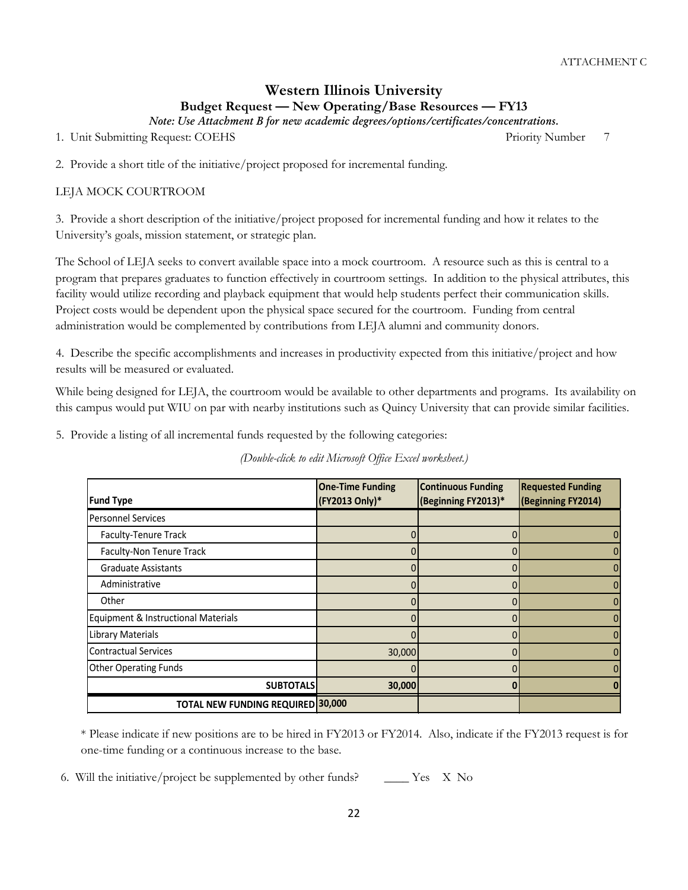ATTACHMENT C

# Western Illinois University

## Budget Request — New Operating/Base Resources — FY13

*Note: Use Attachment B for new academic degrees/options/certificates/concentrations.*

1. Unit Submitting Request: COEHS Priority Number 7

2. Provide a short title of the initiative/project proposed for incremental funding.

LEJA MOCK COURTROOM

3. Provide a short description of the initiative/project proposed for incremental funding and how it relates to the University's goals, mission statement, or strategic plan.

The School of LEJA seeks to convert available space into a mock courtroom. A resource such as this is central to a program that prepares graduates to function effectively in courtroom settings. In addition to the physical attributes, this facility would utilize recording and playback equipment that would help students perfect their communication skills. Project costs would be dependent upon the physical space secured for the courtroom. Funding from central administration would be complemented by contributions from LEJA alumni and community donors.

4. Describe the specific accomplishments and increases in productivity expected from this initiative/project and how results will be measured or evaluated.

While being designed for LEJA, the courtroom would be available to other departments and programs. Its availability on this campus would put WIU on par with nearby institutions such as Quincy University that can provide similar facilities.

5. Provide a listing of all incremental funds requested by the following categories:

*(Double-click to edit Microsoft Office Excel worksheet.)*

| Fund Type | One-Time Funding (FY2013 Only)* | Continuous Funding (Beginning FY2013)* | Requested Funding (Beginning FY2014) |
|---|---|---|---|
| Personnel Services | | | |
| Faculty-Tenure Track | 0 | 0 | 0 |
| Faculty-Non Tenure Track | 0 | 0 | 0 |
| Graduate Assistants | 0 | 0 | 0 |
| Administrative | 0 | 0 | 0 |
| Other | 0 | 0 | 0 |
| Equipment & Instructional Materials | 0 | 0 | 0 |
| Library Materials | 0 | 0 | 0 |
| Contractual Services | 30,000 | 0 | 0 |
| Other Operating Funds | 0 | 0 | 0 |
| **SUBTOTALS** | **30,000** | **0** | **0** |
| **TOTAL NEW FUNDING REQUIRED** | **30,000** | | |

\* Please indicate if new positions are to be hired in FY2013 or FY2014. Also, indicate if the FY2013 request is for one-time funding or a continuous increase to the base.

6. Will the initiative/project be supplemented by other funds? ____ Yes X No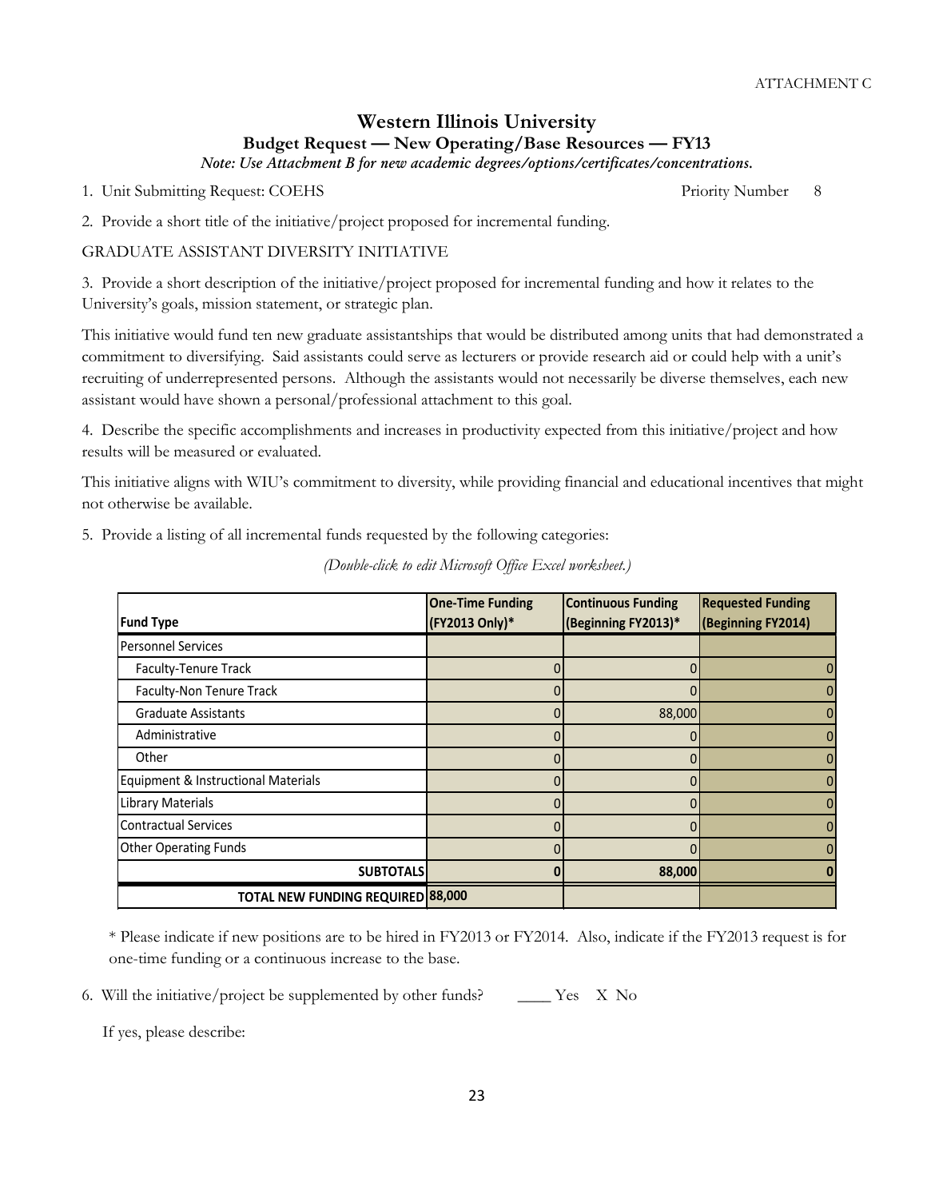ATTACHMENT C

# Western Illinois University

## Budget Request — New Operating/Base Resources — FY13

*Note: Use Attachment B for new academic degrees/options/certificates/concentrations.*

1. Unit Submitting Request: COEHS Priority Number 8

2. Provide a short title of the initiative/project proposed for incremental funding.

GRADUATE ASSISTANT DIVERSITY INITIATIVE

3. Provide a short description of the initiative/project proposed for incremental funding and how it relates to the University's goals, mission statement, or strategic plan.

This initiative would fund ten new graduate assistantships that would be distributed among units that had demonstrated a commitment to diversifying. Said assistants could serve as lecturers or provide research aid or could help with a unit's recruiting of underrepresented persons. Although the assistants would not necessarily be diverse themselves, each new assistant would have shown a personal/professional attachment to this goal.

4. Describe the specific accomplishments and increases in productivity expected from this initiative/project and how results will be measured or evaluated.

This initiative aligns with WIU's commitment to diversity, while providing financial and educational incentives that might not otherwise be available.

5. Provide a listing of all incremental funds requested by the following categories:

*(Double-click to edit Microsoft Office Excel worksheet.)*

| Fund Type | One-Time Funding (FY2013 Only)* | Continuous Funding (Beginning FY2013)* | Requested Funding (Beginning FY2014) |
|---|---|---|---|
| Personnel Services | | | |
| Faculty-Tenure Track | 0 | 0 | 0 |
| Faculty-Non Tenure Track | 0 | 0 | 0 |
| Graduate Assistants | 0 | 88,000 | 0 |
| Administrative | 0 | 0 | 0 |
| Other | 0 | 0 | 0 |
| Equipment & Instructional Materials | 0 | 0 | 0 |
| Library Materials | 0 | 0 | 0 |
| Contractual Services | 0 | 0 | 0 |
| Other Operating Funds | 0 | 0 | 0 |
| **SUBTOTALS** | **0** | **88,000** | **0** |
| **TOTAL NEW FUNDING REQUIRED** | **88,000** | | |

\* Please indicate if new positions are to be hired in FY2013 or FY2014. Also, indicate if the FY2013 request is for one-time funding or a continuous increase to the base.

6. Will the initiative/project be supplemented by other funds? ____ Yes X No

If yes, please describe: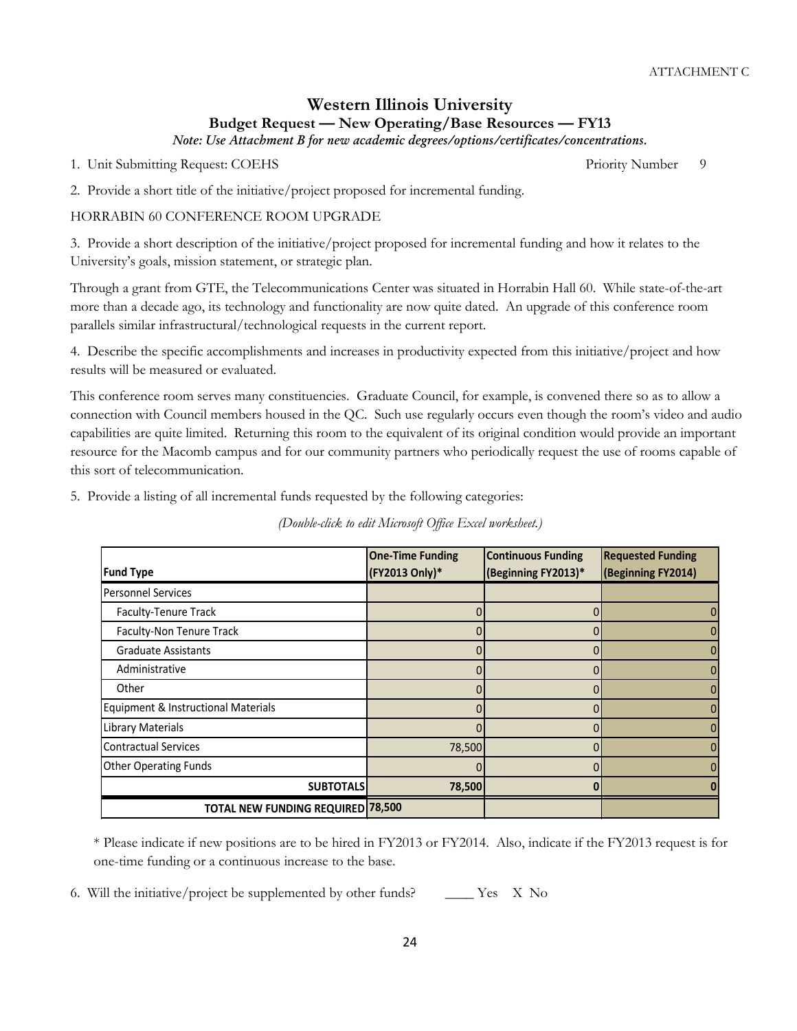ATTACHMENT C

# Western Illinois University

## Budget Request — New Operating/Base Resources — FY13

*Note: Use Attachment B for new academic degrees/options/certificates/concentrations.*

1. Unit Submitting Request: COEHS Priority Number 9

2. Provide a short title of the initiative/project proposed for incremental funding.

HORRABIN 60 CONFERENCE ROOM UPGRADE

3. Provide a short description of the initiative/project proposed for incremental funding and how it relates to the University's goals, mission statement, or strategic plan.

Through a grant from GTE, the Telecommunications Center was situated in Horrabin Hall 60. While state-of-the-art more than a decade ago, its technology and functionality are now quite dated. An upgrade of this conference room parallels similar infrastructural/technological requests in the current report.

4. Describe the specific accomplishments and increases in productivity expected from this initiative/project and how results will be measured or evaluated.

This conference room serves many constituencies. Graduate Council, for example, is convened there so as to allow a connection with Council members housed in the QC. Such use regularly occurs even though the room's video and audio capabilities are quite limited. Returning this room to the equivalent of its original condition would provide an important resource for the Macomb campus and for our community partners who periodically request the use of rooms capable of this sort of telecommunication.

5. Provide a listing of all incremental funds requested by the following categories:

*(Double-click to edit Microsoft Office Excel worksheet.)*

| Fund Type | One-Time Funding (FY2013 Only)* | Continuous Funding (Beginning FY2013)* | Requested Funding (Beginning FY2014) |
|---|---|---|---|
| Personnel Services | | | |
| Faculty-Tenure Track | 0 | 0 | 0 |
| Faculty-Non Tenure Track | 0 | 0 | 0 |
| Graduate Assistants | 0 | 0 | 0 |
| Administrative | 0 | 0 | 0 |
| Other | 0 | 0 | 0 |
| Equipment & Instructional Materials | 0 | 0 | 0 |
| Library Materials | 0 | 0 | 0 |
| Contractual Services | 78,500 | 0 | 0 |
| Other Operating Funds | 0 | 0 | 0 |
| **SUBTOTALS** | **78,500** | **0** | **0** |
| **TOTAL NEW FUNDING REQUIRED** | **78,500** | | |

\* Please indicate if new positions are to be hired in FY2013 or FY2014. Also, indicate if the FY2013 request is for one-time funding or a continuous increase to the base.

6. Will the initiative/project be supplemented by other funds? ____ Yes X No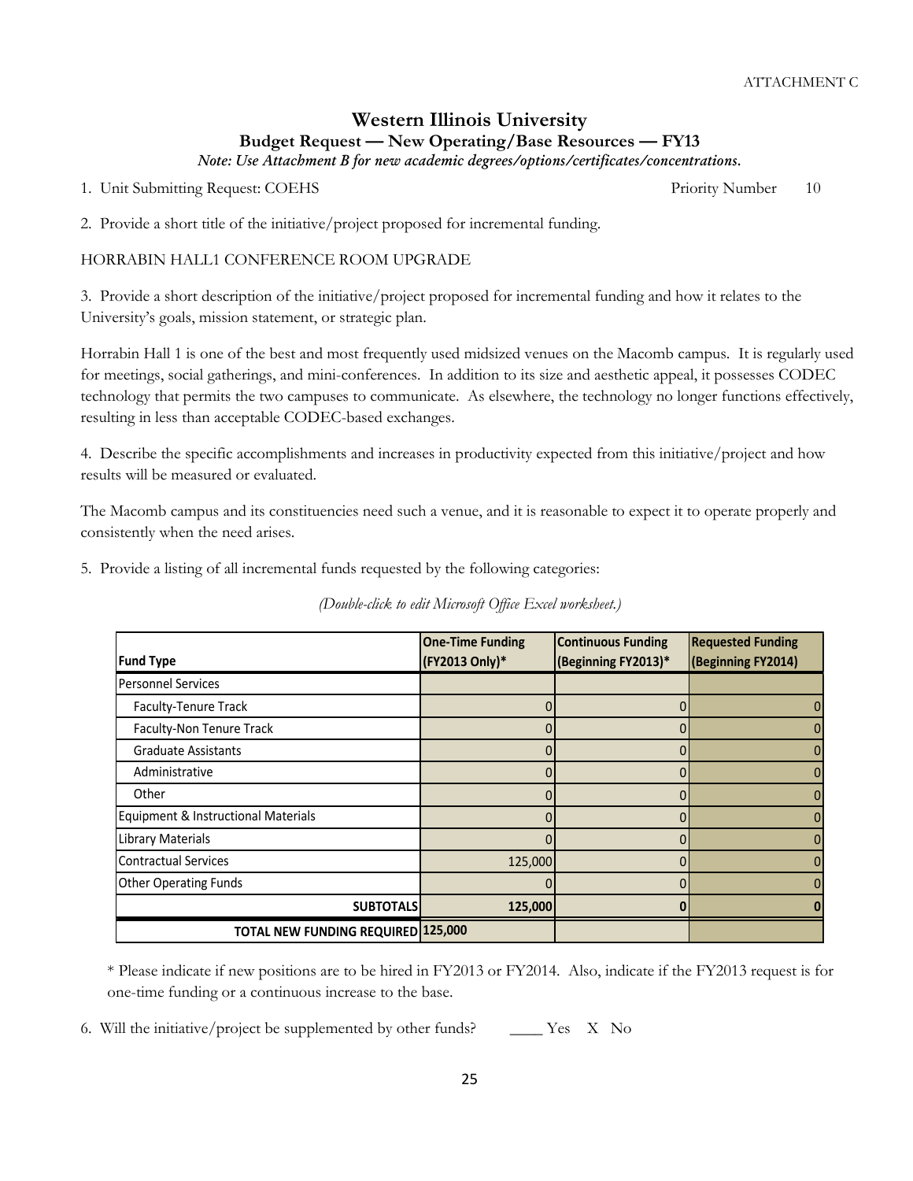ATTACHMENT C

# Western Illinois University

## Budget Request — New Operating/Base Resources — FY13

*Note: Use Attachment B for new academic degrees/options/certificates/concentrations.*

1. Unit Submitting Request: COEHS Priority Number 10

2. Provide a short title of the initiative/project proposed for incremental funding.

HORRABIN HALL1 CONFERENCE ROOM UPGRADE

3. Provide a short description of the initiative/project proposed for incremental funding and how it relates to the University's goals, mission statement, or strategic plan.

Horrabin Hall 1 is one of the best and most frequently used midsized venues on the Macomb campus. It is regularly used for meetings, social gatherings, and mini-conferences. In addition to its size and aesthetic appeal, it possesses CODEC technology that permits the two campuses to communicate. As elsewhere, the technology no longer functions effectively, resulting in less than acceptable CODEC-based exchanges.

4. Describe the specific accomplishments and increases in productivity expected from this initiative/project and how results will be measured or evaluated.

The Macomb campus and its constituencies need such a venue, and it is reasonable to expect it to operate properly and consistently when the need arises.

5. Provide a listing of all incremental funds requested by the following categories:

*(Double-click to edit Microsoft Office Excel worksheet.)*

| Fund Type | One-Time Funding (FY2013 Only)* | Continuous Funding (Beginning FY2013)* | Requested Funding (Beginning FY2014) |
|---|---|---|---|
| Personnel Services | | | |
| Faculty-Tenure Track | 0 | 0 | 0 |
| Faculty-Non Tenure Track | 0 | 0 | 0 |
| Graduate Assistants | 0 | 0 | 0 |
| Administrative | 0 | 0 | 0 |
| Other | 0 | 0 | 0 |
| Equipment & Instructional Materials | 0 | 0 | 0 |
| Library Materials | 0 | 0 | 0 |
| Contractual Services | 125,000 | 0 | 0 |
| Other Operating Funds | 0 | 0 | 0 |
| **SUBTOTALS** | **125,000** | **0** | **0** |
| **TOTAL NEW FUNDING REQUIRED** | **125,000** | | |

\* Please indicate if new positions are to be hired in FY2013 or FY2014. Also, indicate if the FY2013 request is for one-time funding or a continuous increase to the base.

6. Will the initiative/project be supplemented by other funds? ____ Yes X No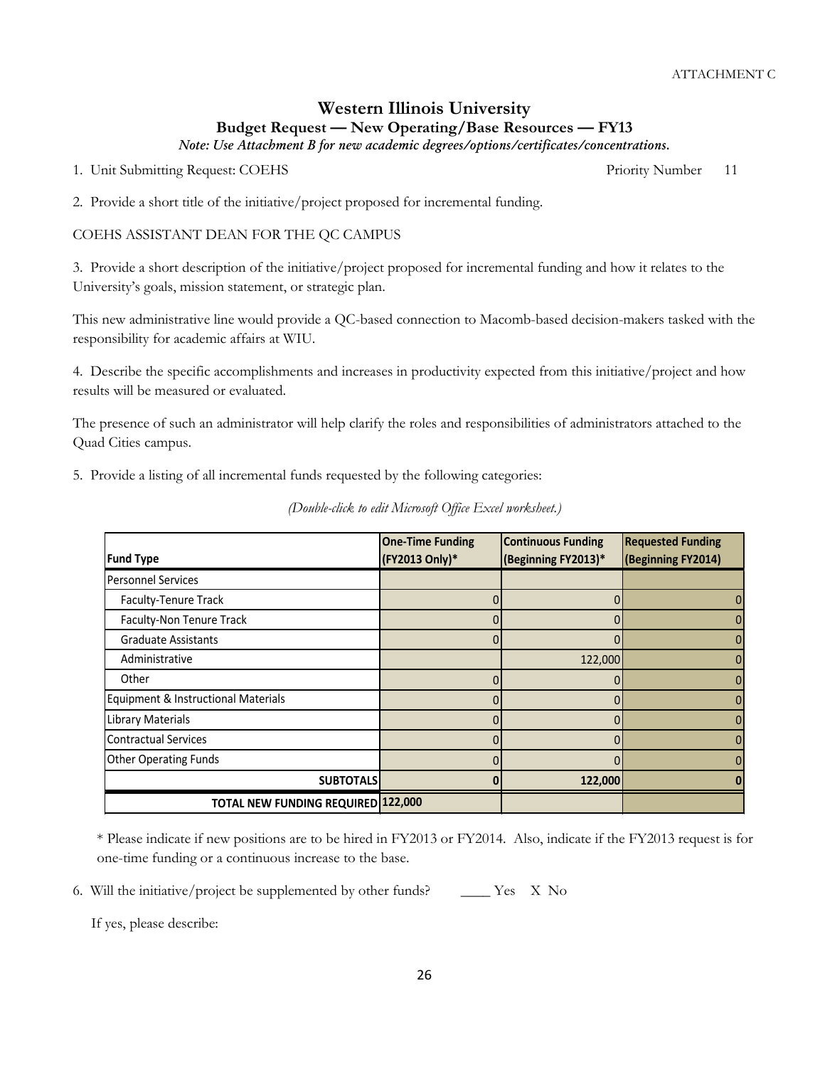ATTACHMENT C

# Western Illinois University

## Budget Request — New Operating/Base Resources — FY13

*Note: Use Attachment B for new academic degrees/options/certificates/concentrations.*

1. Unit Submitting Request: COEHS Priority Number 11

2. Provide a short title of the initiative/project proposed for incremental funding.

COEHS ASSISTANT DEAN FOR THE QC CAMPUS

3. Provide a short description of the initiative/project proposed for incremental funding and how it relates to the University's goals, mission statement, or strategic plan.

This new administrative line would provide a QC-based connection to Macomb-based decision-makers tasked with the responsibility for academic affairs at WIU.

4. Describe the specific accomplishments and increases in productivity expected from this initiative/project and how results will be measured or evaluated.

The presence of such an administrator will help clarify the roles and responsibilities of administrators attached to the Quad Cities campus.

5. Provide a listing of all incremental funds requested by the following categories:

*(Double-click to edit Microsoft Office Excel worksheet.)*

| Fund Type | One-Time Funding (FY2013 Only)* | Continuous Funding (Beginning FY2013)* | Requested Funding (Beginning FY2014) |
|---|---|---|---|
| Personnel Services | | | |
| Faculty-Tenure Track | 0 | 0 | 0 |
| Faculty-Non Tenure Track | 0 | 0 | 0 |
| Graduate Assistants | 0 | 0 | 0 |
| Administrative | | 122,000 | 0 |
| Other | 0 | 0 | 0 |
| Equipment & Instructional Materials | 0 | 0 | 0 |
| Library Materials | 0 | 0 | 0 |
| Contractual Services | 0 | 0 | 0 |
| Other Operating Funds | 0 | 0 | 0 |
| **SUBTOTALS** | **0** | **122,000** | **0** |
| **TOTAL NEW FUNDING REQUIRED** | **122,000** | | |

\* Please indicate if new positions are to be hired in FY2013 or FY2014. Also, indicate if the FY2013 request is for one-time funding or a continuous increase to the base.

6. Will the initiative/project be supplemented by other funds? ____ Yes X No

If yes, please describe: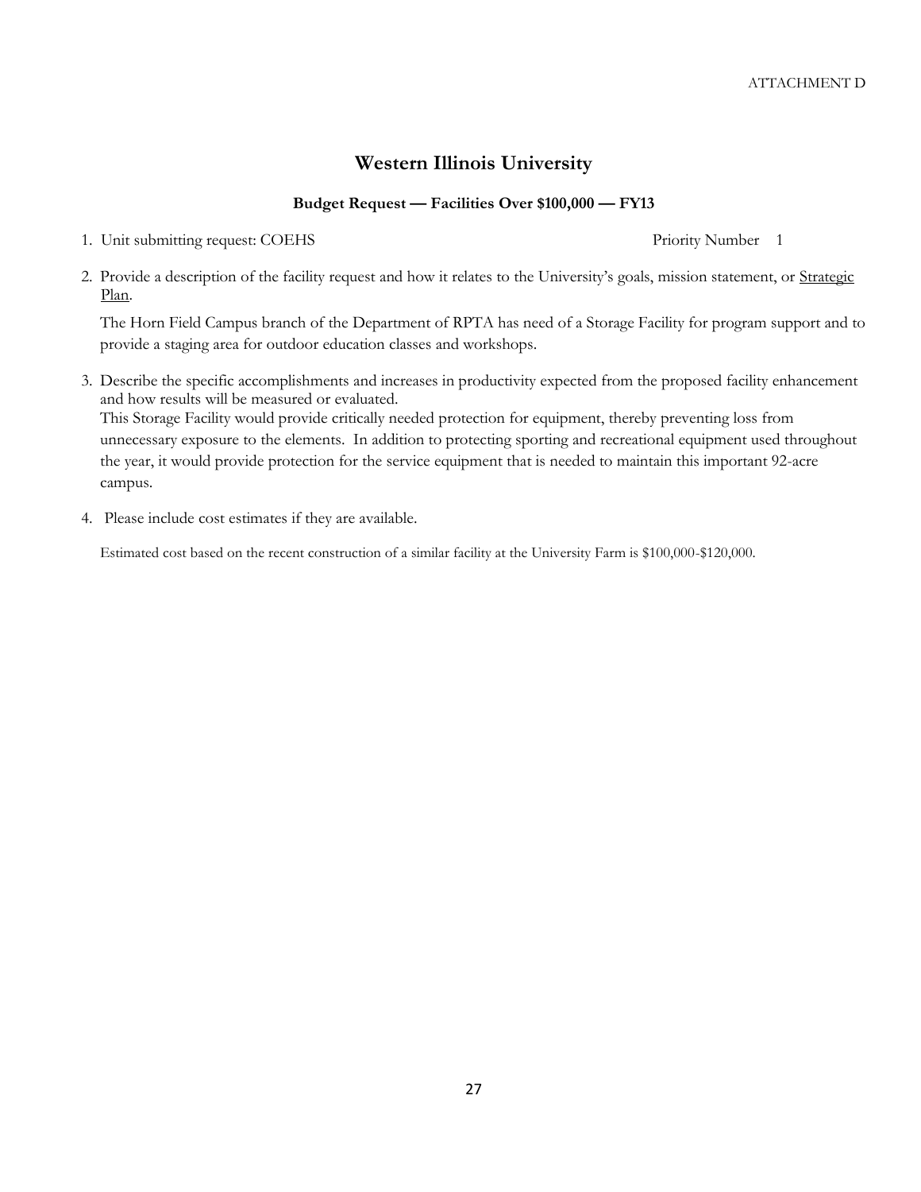ATTACHMENT D

# Western Illinois University

### Budget Request — Facilities Over $100,000 — FY13

1. Unit submitting request: COEHS Priority Number 1

2. Provide a description of the facility request and how it relates to the University's goals, mission statement, or Strategic Plan.

   The Horn Field Campus branch of the Department of RPTA has need of a Storage Facility for program support and to provide a staging area for outdoor education classes and workshops.

3. Describe the specific accomplishments and increases in productivity expected from the proposed facility enhancement and how results will be measured or evaluated.
   This Storage Facility would provide critically needed protection for equipment, thereby preventing loss from unnecessary exposure to the elements. In addition to protecting sporting and recreational equipment used throughout the year, it would provide protection for the service equipment that is needed to maintain this important 92-acre campus.

4. Please include cost estimates if they are available.

   Estimated cost based on the recent construction of a similar facility at the University Farm is $100,000-$120,000.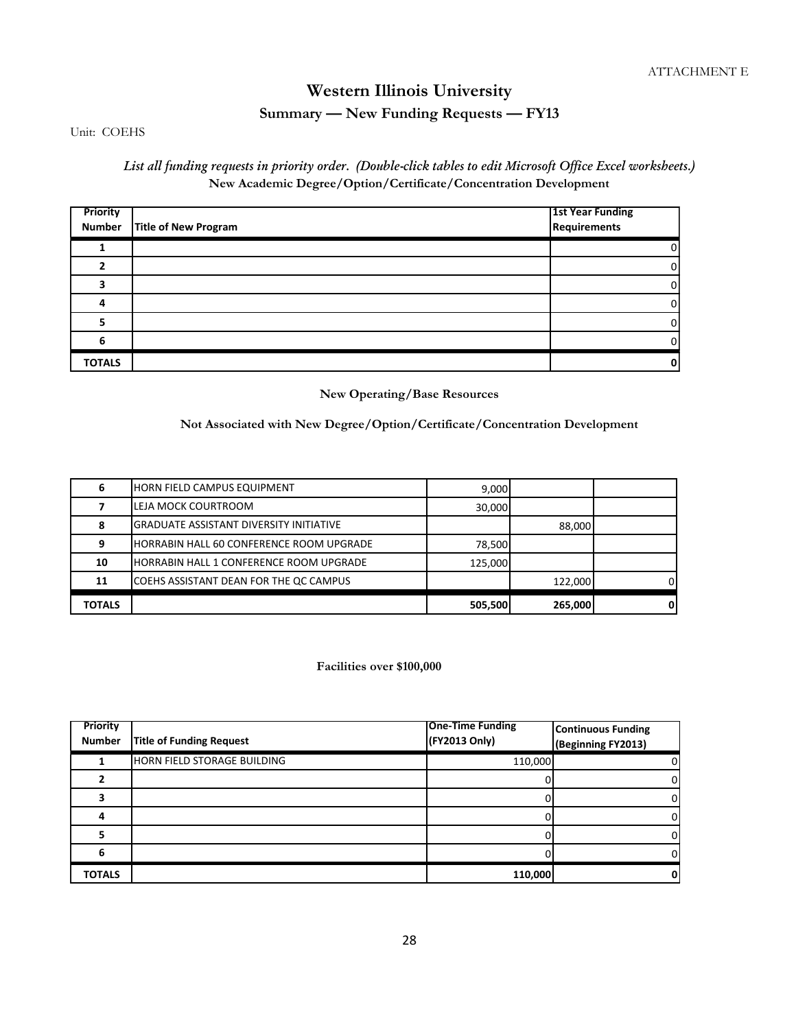ATTACHMENT E

# Western Illinois University

## Summary — New Funding Requests — FY13

Unit: COEHS

*List all funding requests in priority order. (Double-click tables to edit Microsoft Office Excel worksheets.)*

**New Academic Degree/Option/Certificate/Concentration Development**

| Priority Number | Title of New Program | 1st Year Funding Requirements |
|---|---|---|
| 1 | | 0 |
| 2 | | 0 |
| 3 | | 0 |
| 4 | | 0 |
| 5 | | 0 |
| 6 | | 0 |
| TOTALS | | 0 |

**New Operating/Base Resources**

**Not Associated with New Degree/Option/Certificate/Concentration Development**

| | | | | |
|---|---|---|---|---|
| 6 | HORN FIELD CAMPUS EQUIPMENT | 9,000 | | |
| 7 | LEJA MOCK COURTROOM | 30,000 | | |
| 8 | GRADUATE ASSISTANT DIVERSITY INITIATIVE | | 88,000 | |
| 9 | HORRABIN HALL 60 CONFERENCE ROOM UPGRADE | 78,500 | | |
| 10 | HORRABIN HALL 1 CONFERENCE ROOM UPGRADE | 125,000 | | |
| 11 | COEHS ASSISTANT DEAN FOR THE QC CAMPUS | | 122,000 | 0 |
| TOTALS | | 505,500 | 265,000 | 0 |

**Facilities over $100,000**

| Priority Number | Title of Funding Request | One-Time Funding (FY2013 Only) | Continuous Funding (Beginning FY2013) |
|---|---|---|---|
| 1 | HORN FIELD STORAGE BUILDING | 110,000 | 0 |
| 2 | | 0 | 0 |
| 3 | | 0 | 0 |
| 4 | | 0 | 0 |
| 5 | | 0 | 0 |
| 6 | | 0 | 0 |
| TOTALS | | 110,000 | 0 |